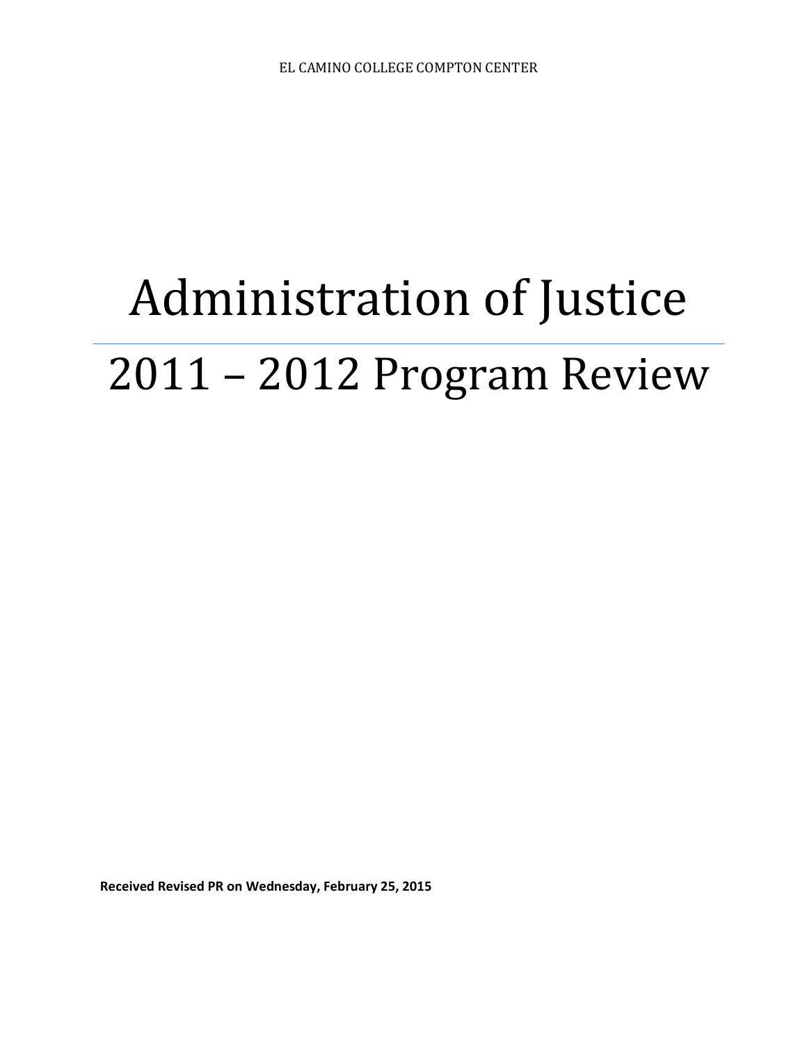EL CAMINO COLLEGE COMPTON CENTER

# Administration of Justice

# 2011 – 2012 Program Review

**Received Revised PR on Wednesday, February 25, 2015**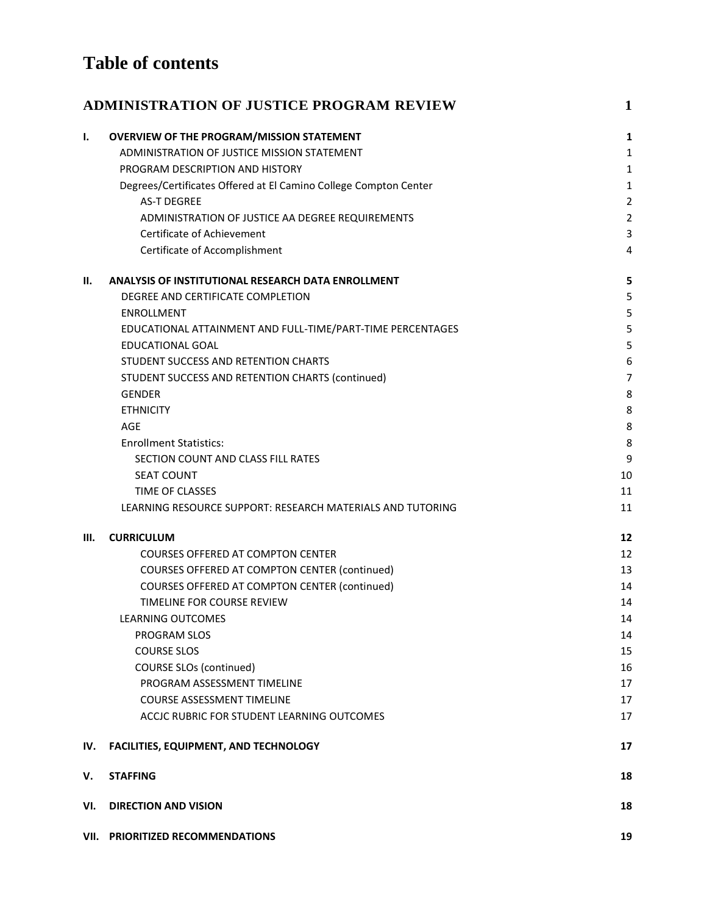# Table of contents

| | | |
|---|---|---|
| **ADMINISTRATION OF JUSTICE PROGRAM REVIEW** | | **1** |
| **I.** | **OVERVIEW OF THE PROGRAM/MISSION STATEMENT** | **1** |
| | ADMINISTRATION OF JUSTICE MISSION STATEMENT | 1 |
| | PROGRAM DESCRIPTION AND HISTORY | 1 |
| | Degrees/Certificates Offered at El Camino College Compton Center | 1 |
| | AS-T DEGREE | 2 |
| | ADMINISTRATION OF JUSTICE AA DEGREE REQUIREMENTS | 2 |
| | Certificate of Achievement | 3 |
| | Certificate of Accomplishment | 4 |
| **II.** | **ANALYSIS OF INSTITUTIONAL RESEARCH DATA ENROLLMENT** | **5** |
| | DEGREE AND CERTIFICATE COMPLETION | 5 |
| | ENROLLMENT | 5 |
| | EDUCATIONAL ATTAINMENT AND FULL-TIME/PART-TIME PERCENTAGES | 5 |
| | EDUCATIONAL GOAL | 5 |
| | STUDENT SUCCESS AND RETENTION CHARTS | 6 |
| | STUDENT SUCCESS AND RETENTION CHARTS (continued) | 7 |
| | GENDER | 8 |
| | ETHNICITY | 8 |
| | AGE | 8 |
| | Enrollment Statistics: | 8 |
| | SECTION COUNT AND CLASS FILL RATES | 9 |
| | SEAT COUNT | 10 |
| | TIME OF CLASSES | 11 |
| | LEARNING RESOURCE SUPPORT: RESEARCH MATERIALS AND TUTORING | 11 |
| **III.** | **CURRICULUM** | **12** |
| | COURSES OFFERED AT COMPTON CENTER | 12 |
| | COURSES OFFERED AT COMPTON CENTER (continued) | 13 |
| | COURSES OFFERED AT COMPTON CENTER (continued) | 14 |
| | TIMELINE FOR COURSE REVIEW | 14 |
| | LEARNING OUTCOMES | 14 |
| | PROGRAM SLOS | 14 |
| | COURSE SLOS | 15 |
| | COURSE SLOs (continued) | 16 |
| | PROGRAM ASSESSMENT TIMELINE | 17 |
| | COURSE ASSESSMENT TIMELINE | 17 |
| | ACCJC RUBRIC FOR STUDENT LEARNING OUTCOMES | 17 |
| **IV.** | **FACILITIES, EQUIPMENT, AND TECHNOLOGY** | **17** |
| **V.** | **STAFFING** | **18** |
| **VI.** | **DIRECTION AND VISION** | **18** |
| **VII.** | **PRIORITIZED RECOMMENDATIONS** | **19** |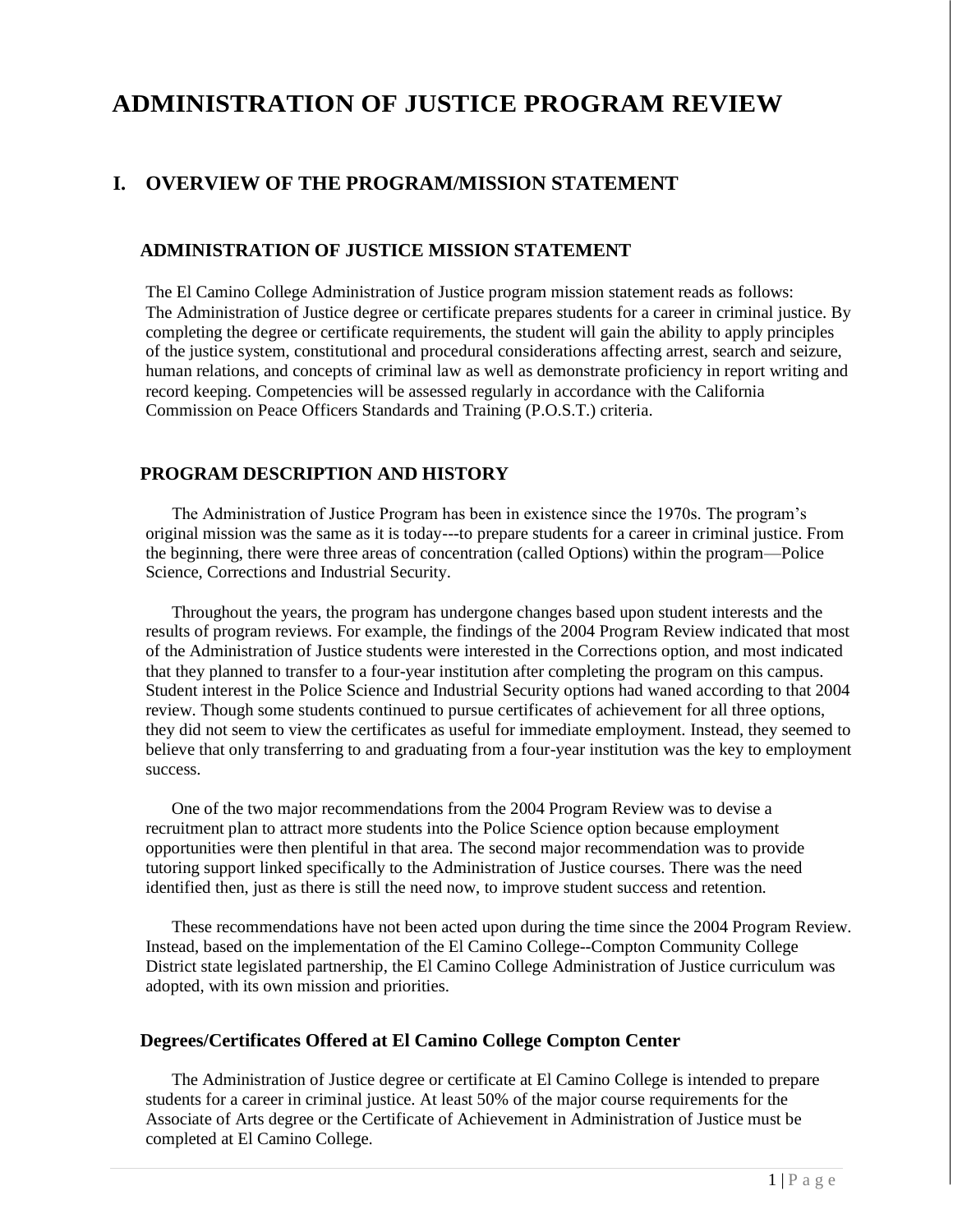# ADMINISTRATION OF JUSTICE PROGRAM REVIEW

## I. OVERVIEW OF THE PROGRAM/MISSION STATEMENT

### ADMINISTRATION OF JUSTICE MISSION STATEMENT

The El Camino College Administration of Justice program mission statement reads as follows:
The Administration of Justice degree or certificate prepares students for a career in criminal justice. By completing the degree or certificate requirements, the student will gain the ability to apply principles of the justice system, constitutional and procedural considerations affecting arrest, search and seizure, human relations, and concepts of criminal law as well as demonstrate proficiency in report writing and record keeping. Competencies will be assessed regularly in accordance with the California Commission on Peace Officers Standards and Training (P.O.S.T.) criteria.

### PROGRAM DESCRIPTION AND HISTORY

The Administration of Justice Program has been in existence since the 1970s. The program's original mission was the same as it is today---to prepare students for a career in criminal justice. From the beginning, there were three areas of concentration (called Options) within the program—Police Science, Corrections and Industrial Security.

Throughout the years, the program has undergone changes based upon student interests and the results of program reviews. For example, the findings of the 2004 Program Review indicated that most of the Administration of Justice students were interested in the Corrections option, and most indicated that they planned to transfer to a four-year institution after completing the program on this campus. Student interest in the Police Science and Industrial Security options had waned according to that 2004 review. Though some students continued to pursue certificates of achievement for all three options, they did not seem to view the certificates as useful for immediate employment. Instead, they seemed to believe that only transferring to and graduating from a four-year institution was the key to employment success.

One of the two major recommendations from the 2004 Program Review was to devise a recruitment plan to attract more students into the Police Science option because employment opportunities were then plentiful in that area. The second major recommendation was to provide tutoring support linked specifically to the Administration of Justice courses. There was the need identified then, just as there is still the need now, to improve student success and retention.

These recommendations have not been acted upon during the time since the 2004 Program Review. Instead, based on the implementation of the El Camino College--Compton Community College District state legislated partnership, the El Camino College Administration of Justice curriculum was adopted, with its own mission and priorities.

### Degrees/Certificates Offered at El Camino College Compton Center

The Administration of Justice degree or certificate at El Camino College is intended to prepare students for a career in criminal justice. At least 50% of the major course requirements for the Associate of Arts degree or the Certificate of Achievement in Administration of Justice must be completed at El Camino College.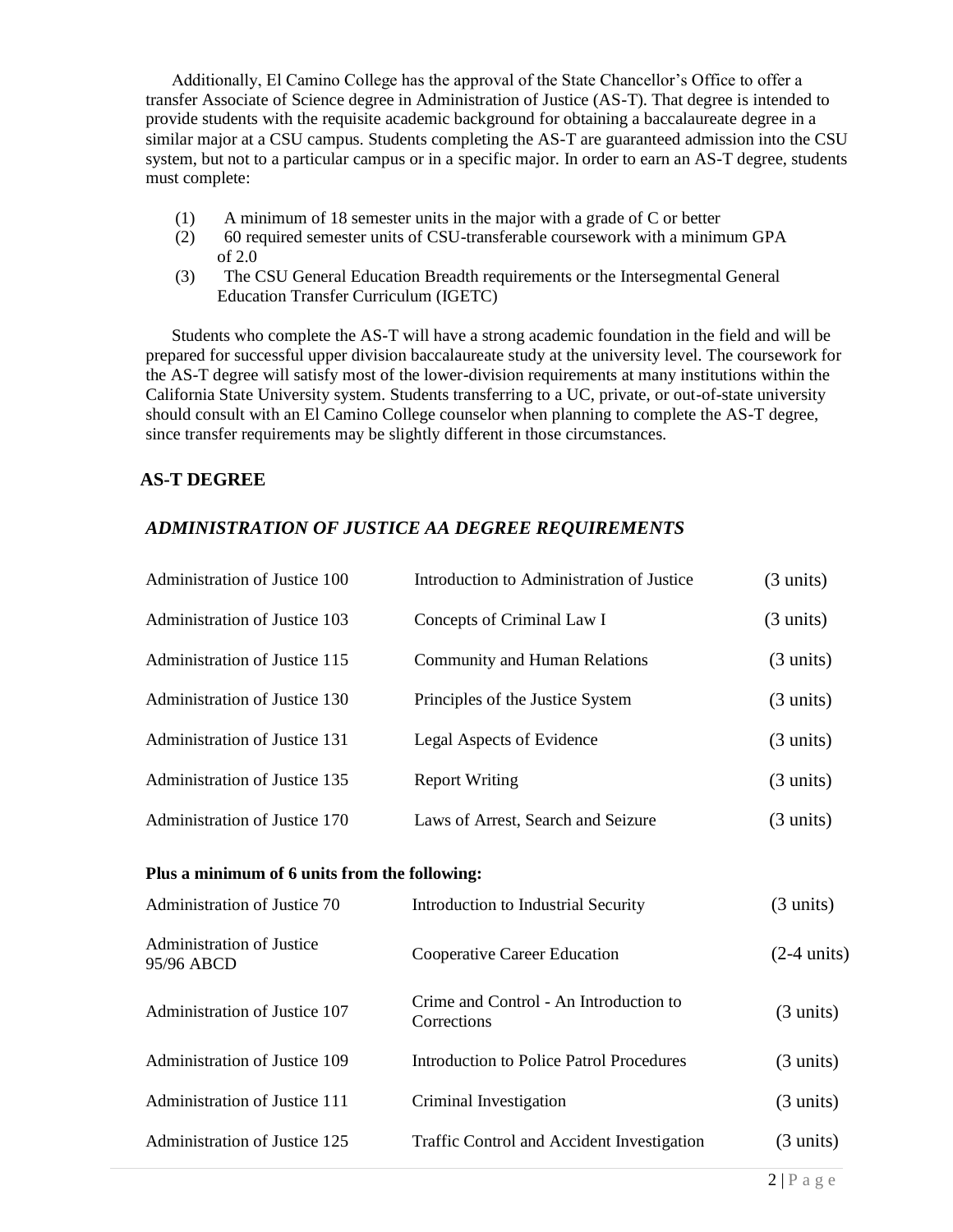Additionally, El Camino College has the approval of the State Chancellor's Office to offer a transfer Associate of Science degree in Administration of Justice (AS-T). That degree is intended to provide students with the requisite academic background for obtaining a baccalaureate degree in a similar major at a CSU campus. Students completing the AS-T are guaranteed admission into the CSU system, but not to a particular campus or in a specific major. In order to earn an AS-T degree, students must complete:

(1) A minimum of 18 semester units in the major with a grade of C or better
(2) 60 required semester units of CSU-transferable coursework with a minimum GPA of 2.0
(3) The CSU General Education Breadth requirements or the Intersegmental General Education Transfer Curriculum (IGETC)

Students who complete the AS-T will have a strong academic foundation in the field and will be prepared for successful upper division baccalaureate study at the university level. The coursework for the AS-T degree will satisfy most of the lower-division requirements at many institutions within the California State University system. Students transferring to a UC, private, or out-of-state university should consult with an El Camino College counselor when planning to complete the AS-T degree, since transfer requirements may be slightly different in those circumstances.

## AS-T DEGREE

### *ADMINISTRATION OF JUSTICE AA DEGREE REQUIREMENTS*

| Course | Title | Units |
|---|---|---|
| Administration of Justice 100 | Introduction to Administration of Justice | (3 units) |
| Administration of Justice 103 | Concepts of Criminal Law I | (3 units) |
| Administration of Justice 115 | Community and Human Relations | (3 units) |
| Administration of Justice 130 | Principles of the Justice System | (3 units) |
| Administration of Justice 131 | Legal Aspects of Evidence | (3 units) |
| Administration of Justice 135 | Report Writing | (3 units) |
| Administration of Justice 170 | Laws of Arrest, Search and Seizure | (3 units) |

**Plus a minimum of 6 units from the following:**

| Course | Title | Units |
|---|---|---|
| Administration of Justice 70 | Introduction to Industrial Security | (3 units) |
| Administration of Justice 95/96 ABCD | Cooperative Career Education | (2-4 units) |
| Administration of Justice 107 | Crime and Control - An Introduction to Corrections | (3 units) |
| Administration of Justice 109 | Introduction to Police Patrol Procedures | (3 units) |
| Administration of Justice 111 | Criminal Investigation | (3 units) |
| Administration of Justice 125 | Traffic Control and Accident Investigation | (3 units) |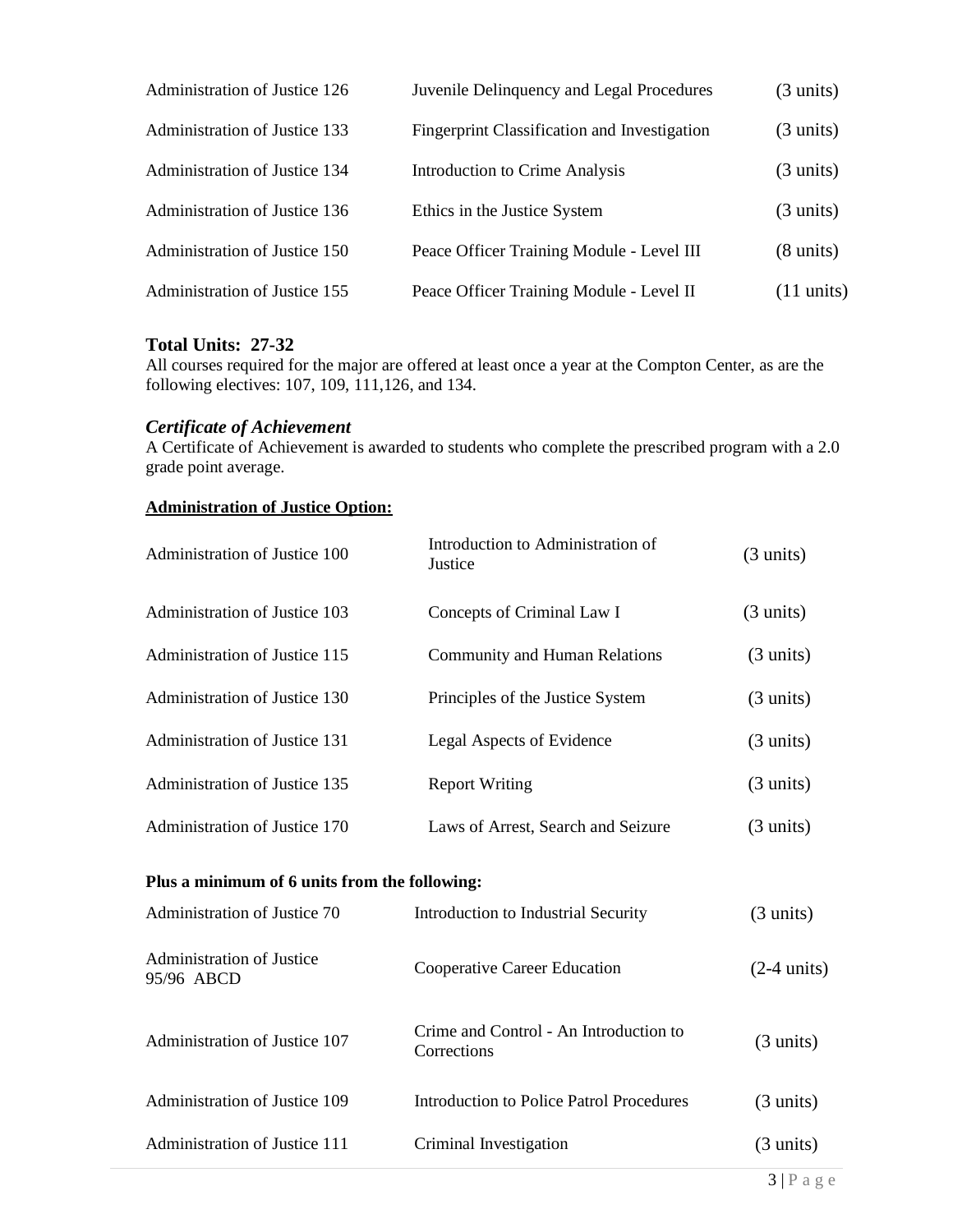| | | |
|---|---|---|
| Administration of Justice 126 | Juvenile Delinquency and Legal Procedures | (3 units) |
| Administration of Justice 133 | Fingerprint Classification and Investigation | (3 units) |
| Administration of Justice 134 | Introduction to Crime Analysis | (3 units) |
| Administration of Justice 136 | Ethics in the Justice System | (3 units) |
| Administration of Justice 150 | Peace Officer Training Module - Level III | (8 units) |
| Administration of Justice 155 | Peace Officer Training Module - Level II | (11 units) |

**Total Units: 27-32**
All courses required for the major are offered at least once a year at the Compton Center, as are the following electives: 107, 109, 111,126, and 134.

### *Certificate of Achievement*
A Certificate of Achievement is awarded to students who complete the prescribed program with a 2.0 grade point average.

**Administration of Justice Option:**

| | | |
|---|---|---|
| Administration of Justice 100 | Introduction to Administration of Justice | (3 units) |
| Administration of Justice 103 | Concepts of Criminal Law I | (3 units) |
| Administration of Justice 115 | Community and Human Relations | (3 units) |
| Administration of Justice 130 | Principles of the Justice System | (3 units) |
| Administration of Justice 131 | Legal Aspects of Evidence | (3 units) |
| Administration of Justice 135 | Report Writing | (3 units) |
| Administration of Justice 170 | Laws of Arrest, Search and Seizure | (3 units) |

**Plus a minimum of 6 units from the following:**

| | | |
|---|---|---|
| Administration of Justice 70 | Introduction to Industrial Security | (3 units) |
| Administration of Justice 95/96 ABCD | Cooperative Career Education | (2-4 units) |
| Administration of Justice 107 | Crime and Control - An Introduction to Corrections | (3 units) |
| Administration of Justice 109 | Introduction to Police Patrol Procedures | (3 units) |
| Administration of Justice 111 | Criminal Investigation | (3 units) |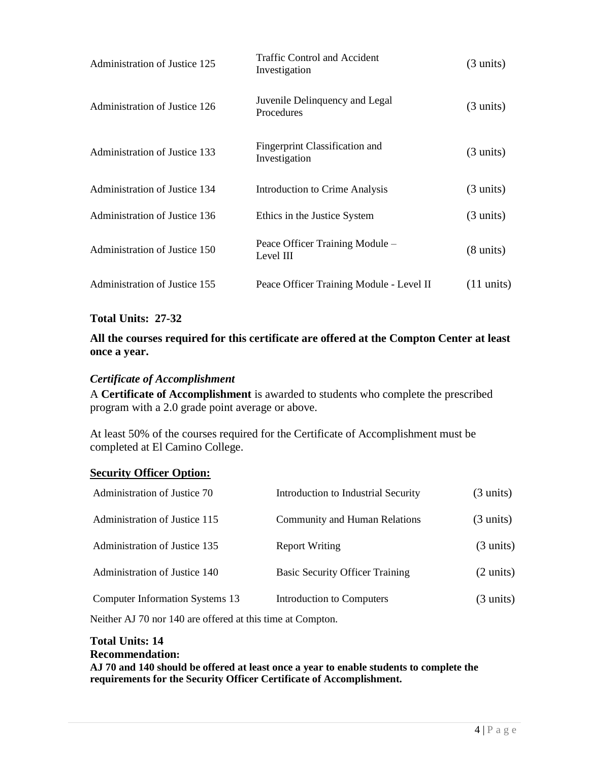| | | |
|---|---|---|
| Administration of Justice 125 | Traffic Control and Accident Investigation | (3 units) |
| Administration of Justice 126 | Juvenile Delinquency and Legal Procedures | (3 units) |
| Administration of Justice 133 | Fingerprint Classification and Investigation | (3 units) |
| Administration of Justice 134 | Introduction to Crime Analysis | (3 units) |
| Administration of Justice 136 | Ethics in the Justice System | (3 units) |
| Administration of Justice 150 | Peace Officer Training Module – Level III | (8 units) |
| Administration of Justice 155 | Peace Officer Training Module - Level II | (11 units) |

**Total Units: 27-32**

**All the courses required for this certificate are offered at the Compton Center at least once a year.**

### *Certificate of Accomplishment*

A **Certificate of Accomplishment** is awarded to students who complete the prescribed program with a 2.0 grade point average or above.

At least 50% of the courses required for the Certificate of Accomplishment must be completed at El Camino College.

**Security Officer Option:**

| | | |
|---|---|---|
| Administration of Justice 70 | Introduction to Industrial Security | (3 units) |
| Administration of Justice 115 | Community and Human Relations | (3 units) |
| Administration of Justice 135 | Report Writing | (3 units) |
| Administration of Justice 140 | Basic Security Officer Training | (2 units) |
| Computer Information Systems 13 | Introduction to Computers | (3 units) |

Neither AJ 70 nor 140 are offered at this time at Compton.

**Total Units: 14**

**Recommendation:**

**AJ 70 and 140 should be offered at least once a year to enable students to complete the requirements for the Security Officer Certificate of Accomplishment.**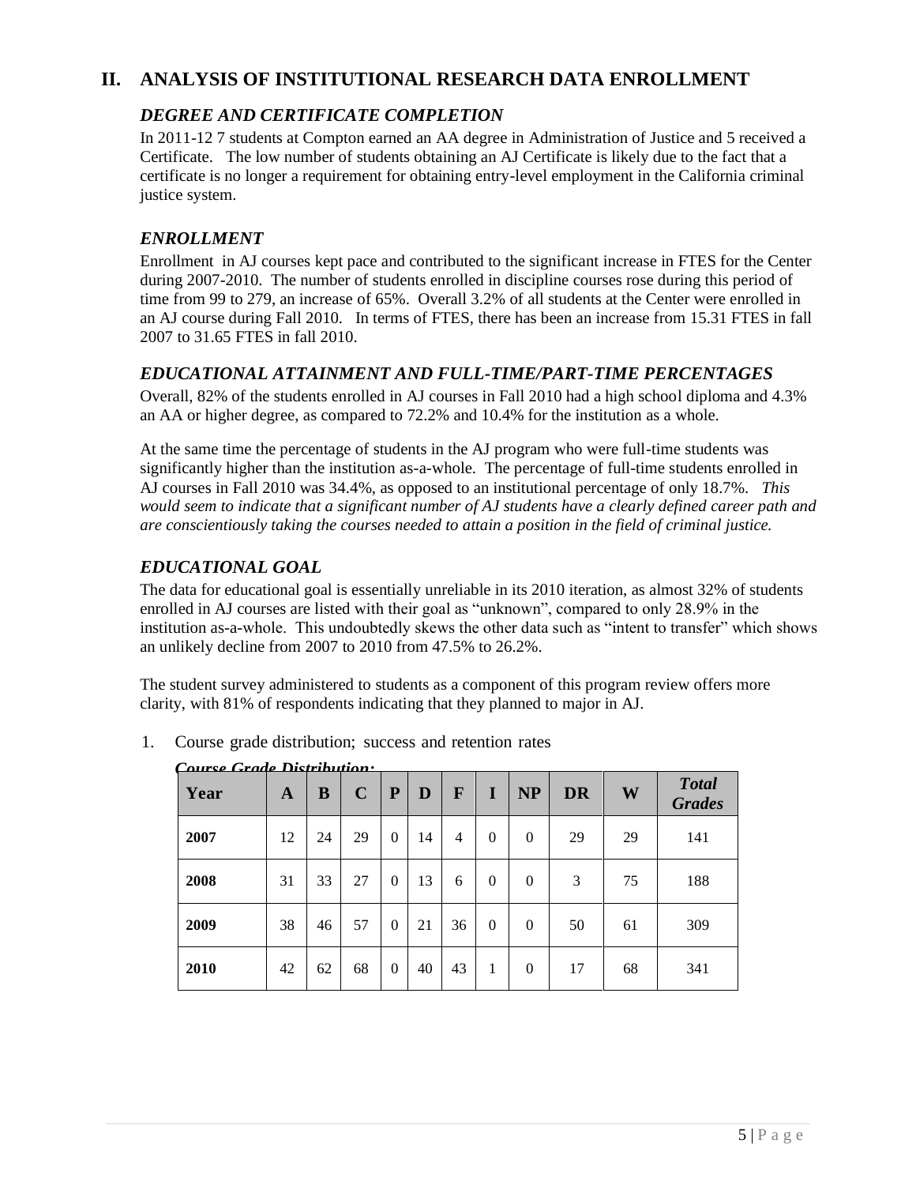## II. ANALYSIS OF INSTITUTIONAL RESEARCH DATA ENROLLMENT

### *DEGREE AND CERTIFICATE COMPLETION*

In 2011-12 7 students at Compton earned an AA degree in Administration of Justice and 5 received a Certificate. The low number of students obtaining an AJ Certificate is likely due to the fact that a certificate is no longer a requirement for obtaining entry-level employment in the California criminal justice system.

### *ENROLLMENT*

Enrollment in AJ courses kept pace and contributed to the significant increase in FTES for the Center during 2007-2010. The number of students enrolled in discipline courses rose during this period of time from 99 to 279, an increase of 65%. Overall 3.2% of all students at the Center were enrolled in an AJ course during Fall 2010. In terms of FTES, there has been an increase from 15.31 FTES in fall 2007 to 31.65 FTES in fall 2010.

### *EDUCATIONAL ATTAINMENT AND FULL-TIME/PART-TIME PERCENTAGES*

Overall, 82% of the students enrolled in AJ courses in Fall 2010 had a high school diploma and 4.3% an AA or higher degree, as compared to 72.2% and 10.4% for the institution as a whole.

At the same time the percentage of students in the AJ program who were full-time students was significantly higher than the institution as-a-whole. The percentage of full-time students enrolled in AJ courses in Fall 2010 was 34.4%, as opposed to an institutional percentage of only 18.7%. *This would seem to indicate that a significant number of AJ students have a clearly defined career path and are conscientiously taking the courses needed to attain a position in the field of criminal justice.*

### *EDUCATIONAL GOAL*

The data for educational goal is essentially unreliable in its 2010 iteration, as almost 32% of students enrolled in AJ courses are listed with their goal as "unknown", compared to only 28.9% in the institution as-a-whole. This undoubtedly skews the other data such as "intent to transfer" which shows an unlikely decline from 2007 to 2010 from 47.5% to 26.2%.

The student survey administered to students as a component of this program review offers more clarity, with 81% of respondents indicating that they planned to major in AJ.

1. Course grade distribution; success and retention rates

***Course Grade Distribution:***

| Year | A | B | C | P | D | F | I | NP | DR | W | *Total Grades* |
|---|---|---|---|---|---|---|---|---|---|---|---|
| **2007** | 12 | 24 | 29 | 0 | 14 | 4 | 0 | 0 | 29 | 29 | 141 |
| **2008** | 31 | 33 | 27 | 0 | 13 | 6 | 0 | 0 | 3 | 75 | 188 |
| **2009** | 38 | 46 | 57 | 0 | 21 | 36 | 0 | 0 | 50 | 61 | 309 |
| **2010** | 42 | 62 | 68 | 0 | 40 | 43 | 1 | 0 | 17 | 68 | 341 |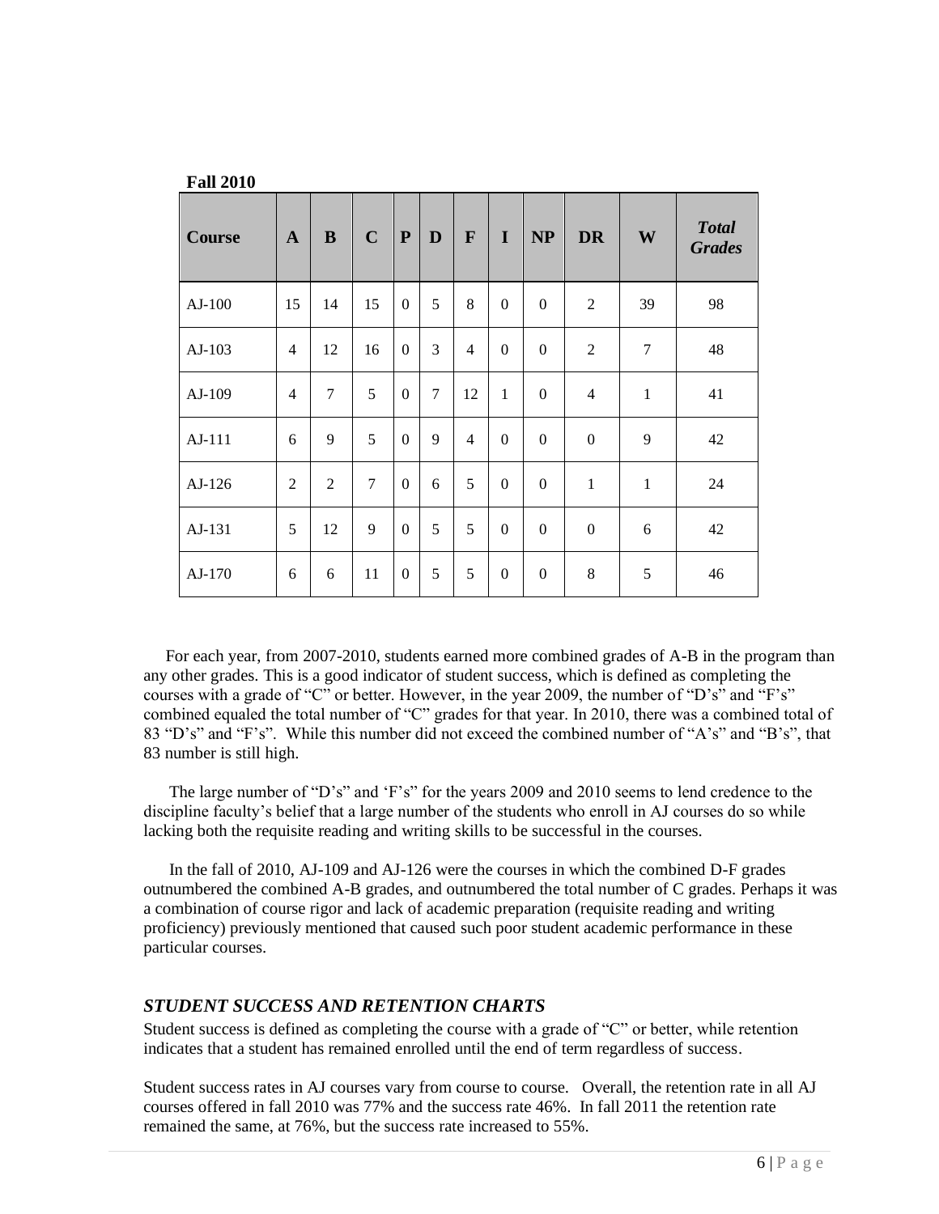**Fall 2010**

| Course | A | B | C | P | D | F | I | NP | DR | W | *Total Grades* |
|---|---|---|---|---|---|---|---|---|---|---|---|
| AJ-100 | 15 | 14 | 15 | 0 | 5 | 8 | 0 | 0 | 2 | 39 | 98 |
| AJ-103 | 4 | 12 | 16 | 0 | 3 | 4 | 0 | 0 | 2 | 7 | 48 |
| AJ-109 | 4 | 7 | 5 | 0 | 7 | 12 | 1 | 0 | 4 | 1 | 41 |
| AJ-111 | 6 | 9 | 5 | 0 | 9 | 4 | 0 | 0 | 0 | 9 | 42 |
| AJ-126 | 2 | 2 | 7 | 0 | 6 | 5 | 0 | 0 | 1 | 1 | 24 |
| AJ-131 | 5 | 12 | 9 | 0 | 5 | 5 | 0 | 0 | 0 | 6 | 42 |
| AJ-170 | 6 | 6 | 11 | 0 | 5 | 5 | 0 | 0 | 8 | 5 | 46 |

For each year, from 2007-2010, students earned more combined grades of A-B in the program than any other grades. This is a good indicator of student success, which is defined as completing the courses with a grade of "C" or better. However, in the year 2009, the number of "D's" and "F's" combined equaled the total number of "C" grades for that year. In 2010, there was a combined total of 83 "D's" and "F's". While this number did not exceed the combined number of "A's" and "B's", that 83 number is still high.

The large number of "D's" and 'F's" for the years 2009 and 2010 seems to lend credence to the discipline faculty's belief that a large number of the students who enroll in AJ courses do so while lacking both the requisite reading and writing skills to be successful in the courses.

In the fall of 2010, AJ-109 and AJ-126 were the courses in which the combined D-F grades outnumbered the combined A-B grades, and outnumbered the total number of C grades. Perhaps it was a combination of course rigor and lack of academic preparation (requisite reading and writing proficiency) previously mentioned that caused such poor student academic performance in these particular courses.

## *STUDENT SUCCESS AND RETENTION CHARTS*

Student success is defined as completing the course with a grade of "C" or better, while retention indicates that a student has remained enrolled until the end of term regardless of success.

Student success rates in AJ courses vary from course to course. Overall, the retention rate in all AJ courses offered in fall 2010 was 77% and the success rate 46%. In fall 2011 the retention rate remained the same, at 76%, but the success rate increased to 55%.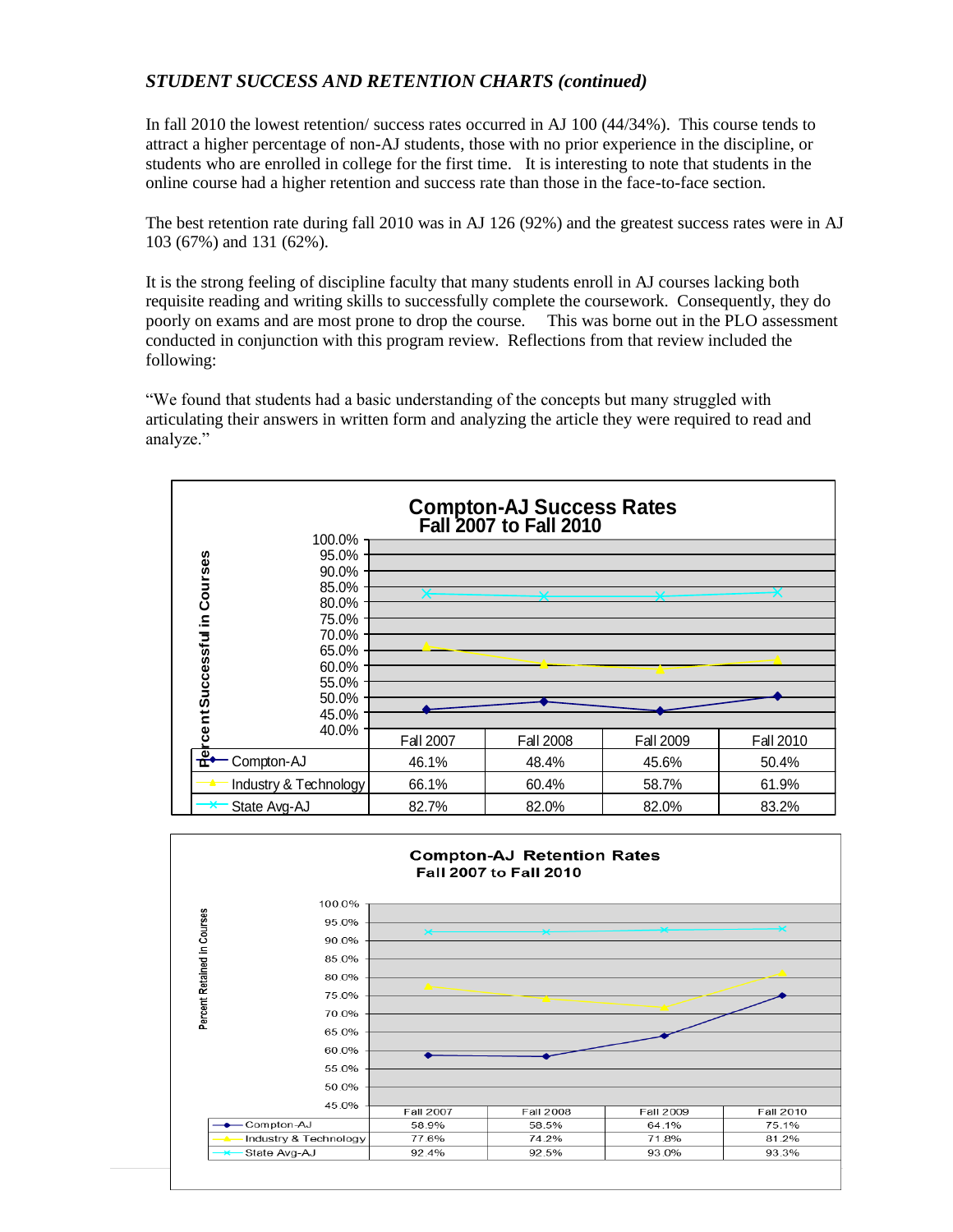### *STUDENT SUCCESS AND RETENTION CHARTS (continued)*

In fall 2010 the lowest retention/ success rates occurred in AJ 100 (44/34%). This course tends to attract a higher percentage of non-AJ students, those with no prior experience in the discipline, or students who are enrolled in college for the first time. It is interesting to note that students in the online course had a higher retention and success rate than those in the face-to-face section.

The best retention rate during fall 2010 was in AJ 126 (92%) and the greatest success rates were in AJ 103 (67%) and 131 (62%).

It is the strong feeling of discipline faculty that many students enroll in AJ courses lacking both requisite reading and writing skills to successfully complete the coursework. Consequently, they do poorly on exams and are most prone to drop the course. This was borne out in the PLO assessment conducted in conjunction with this program review. Reflections from that review included the following:

"We found that students had a basic understanding of the concepts but many struggled with articulating their answers in written form and analyzing the article they were required to read and analyze."

**Compton-AJ Success Rates**
**Fall 2007 to Fall 2010**

Percent Successful in Courses

| | Fall 2007 | Fall 2008 | Fall 2009 | Fall 2010 |
|---|---|---|---|---|
| Compton-AJ | 46.1% | 48.4% | 45.6% | 50.4% |
| Industry & Technology | 66.1% | 60.4% | 58.7% | 61.9% |
| State Avg-AJ | 82.7% | 82.0% | 82.0% | 83.2% |

**Compton-AJ Retention Rates**
**Fall 2007 to Fall 2010**

Percent Retained in Courses

| | Fall 2007 | Fall 2008 | Fall 2009 | Fall 2010 |
|---|---|---|---|---|
| Compton-AJ | 58.9% | 58.5% | 64.1% | 75.1% |
| Industry & Technology | 77.6% | 74.2% | 71.8% | 81.2% |
| State Avg-AJ | 92.4% | 92.5% | 93.0% | 93.3% |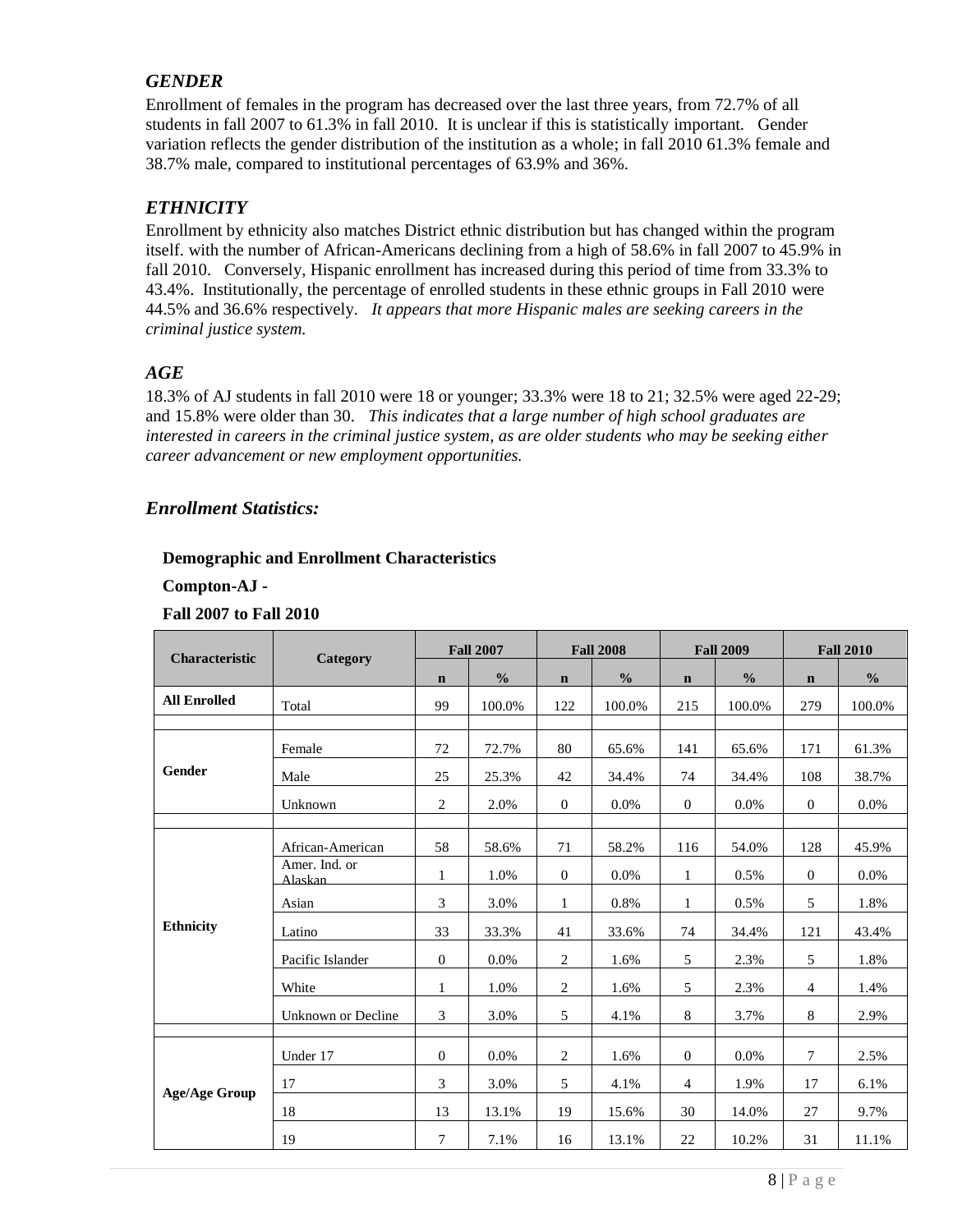### *GENDER*

Enrollment of females in the program has decreased over the last three years, from 72.7% of all students in fall 2007 to 61.3% in fall 2010. It is unclear if this is statistically important. Gender variation reflects the gender distribution of the institution as a whole; in fall 2010 61.3% female and 38.7% male, compared to institutional percentages of 63.9% and 36%.

### *ETHNICITY*

Enrollment by ethnicity also matches District ethnic distribution but has changed within the program itself. with the number of African-Americans declining from a high of 58.6% in fall 2007 to 45.9% in fall 2010. Conversely, Hispanic enrollment has increased during this period of time from 33.3% to 43.4%. Institutionally, the percentage of enrolled students in these ethnic groups in Fall 2010 were 44.5% and 36.6% respectively. *It appears that more Hispanic males are seeking careers in the criminal justice system.*

### *AGE*

18.3% of AJ students in fall 2010 were 18 or younger; 33.3% were 18 to 21; 32.5% were aged 22-29; and 15.8% were older than 30. *This indicates that a large number of high school graduates are interested in careers in the criminal justice system, as are older students who may be seeking either career advancement or new employment opportunities.*

### *Enrollment Statistics:*

**Demographic and Enrollment Characteristics**

**Compton-AJ -**

**Fall 2007 to Fall 2010**

| Characteristic | Category | Fall 2007 | | Fall 2008 | | Fall 2009 | | Fall 2010 | |
|---|---|---|---|---|---|---|---|---|---|
| | | n | % | n | % | n | % | n | % |
| All Enrolled | Total | 99 | 100.0% | 122 | 100.0% | 215 | 100.0% | 279 | 100.0% |
| | | | | | | | | | |
| Gender | Female | 72 | 72.7% | 80 | 65.6% | 141 | 65.6% | 171 | 61.3% |
| | Male | 25 | 25.3% | 42 | 34.4% | 74 | 34.4% | 108 | 38.7% |
| | Unknown | 2 | 2.0% | 0 | 0.0% | 0 | 0.0% | 0 | 0.0% |
| | | | | | | | | | |
| Ethnicity | African-American | 58 | 58.6% | 71 | 58.2% | 116 | 54.0% | 128 | 45.9% |
| | Amer. Ind. or Alaskan | 1 | 1.0% | 0 | 0.0% | 1 | 0.5% | 0 | 0.0% |
| | Asian | 3 | 3.0% | 1 | 0.8% | 1 | 0.5% | 5 | 1.8% |
| | Latino | 33 | 33.3% | 41 | 33.6% | 74 | 34.4% | 121 | 43.4% |
| | Pacific Islander | 0 | 0.0% | 2 | 1.6% | 5 | 2.3% | 5 | 1.8% |
| | White | 1 | 1.0% | 2 | 1.6% | 5 | 2.3% | 4 | 1.4% |
| | Unknown or Decline | 3 | 3.0% | 5 | 4.1% | 8 | 3.7% | 8 | 2.9% |
| | | | | | | | | | |
| Age/Age Group | Under 17 | 0 | 0.0% | 2 | 1.6% | 0 | 0.0% | 7 | 2.5% |
| | 17 | 3 | 3.0% | 5 | 4.1% | 4 | 1.9% | 17 | 6.1% |
| | 18 | 13 | 13.1% | 19 | 15.6% | 30 | 14.0% | 27 | 9.7% |
| | 19 | 7 | 7.1% | 16 | 13.1% | 22 | 10.2% | 31 | 11.1% |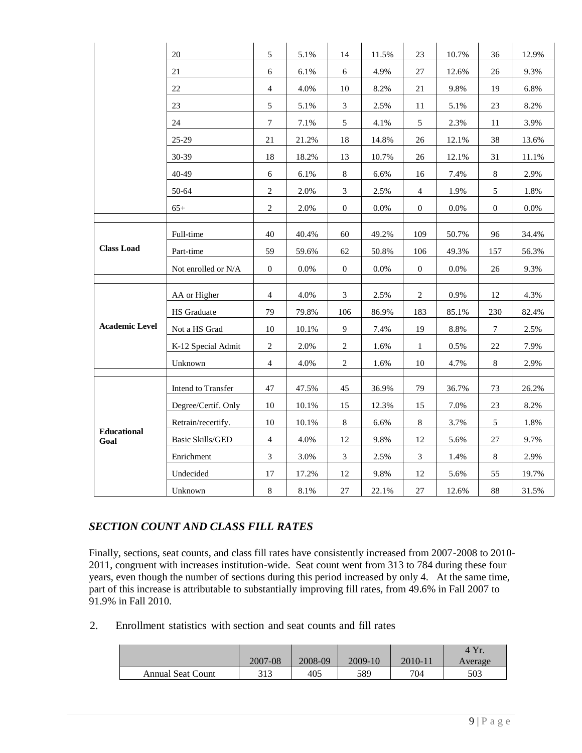| | | | | | | | | | |
|---|---|---|---|---|---|---|---|---|---|
| | 20 | 5 | 5.1% | 14 | 11.5% | 23 | 10.7% | 36 | 12.9% |
| | 21 | 6 | 6.1% | 6 | 4.9% | 27 | 12.6% | 26 | 9.3% |
| | 22 | 4 | 4.0% | 10 | 8.2% | 21 | 9.8% | 19 | 6.8% |
| | 23 | 5 | 5.1% | 3 | 2.5% | 11 | 5.1% | 23 | 8.2% |
| | 24 | 7 | 7.1% | 5 | 4.1% | 5 | 2.3% | 11 | 3.9% |
| | 25-29 | 21 | 21.2% | 18 | 14.8% | 26 | 12.1% | 38 | 13.6% |
| | 30-39 | 18 | 18.2% | 13 | 10.7% | 26 | 12.1% | 31 | 11.1% |
| | 40-49 | 6 | 6.1% | 8 | 6.6% | 16 | 7.4% | 8 | 2.9% |
| | 50-64 | 2 | 2.0% | 3 | 2.5% | 4 | 1.9% | 5 | 1.8% |
| | 65+ | 2 | 2.0% | 0 | 0.0% | 0 | 0.0% | 0 | 0.0% |
| | | | | | | | | | |
| **Class Load** | Full-time | 40 | 40.4% | 60 | 49.2% | 109 | 50.7% | 96 | 34.4% |
| | Part-time | 59 | 59.6% | 62 | 50.8% | 106 | 49.3% | 157 | 56.3% |
| | Not enrolled or N/A | 0 | 0.0% | 0 | 0.0% | 0 | 0.0% | 26 | 9.3% |
| | | | | | | | | | |
| **Academic Level** | AA or Higher | 4 | 4.0% | 3 | 2.5% | 2 | 0.9% | 12 | 4.3% |
| | HS Graduate | 79 | 79.8% | 106 | 86.9% | 183 | 85.1% | 230 | 82.4% |
| | Not a HS Grad | 10 | 10.1% | 9 | 7.4% | 19 | 8.8% | 7 | 2.5% |
| | K-12 Special Admit | 2 | 2.0% | 2 | 1.6% | 1 | 0.5% | 22 | 7.9% |
| | Unknown | 4 | 4.0% | 2 | 1.6% | 10 | 4.7% | 8 | 2.9% |
| | | | | | | | | | |
| **Educational Goal** | Intend to Transfer | 47 | 47.5% | 45 | 36.9% | 79 | 36.7% | 73 | 26.2% |
| | Degree/Certif. Only | 10 | 10.1% | 15 | 12.3% | 15 | 7.0% | 23 | 8.2% |
| | Retrain/recertify. | 10 | 10.1% | 8 | 6.6% | 8 | 3.7% | 5 | 1.8% |
| | Basic Skills/GED | 4 | 4.0% | 12 | 9.8% | 12 | 5.6% | 27 | 9.7% |
| | Enrichment | 3 | 3.0% | 3 | 2.5% | 3 | 1.4% | 8 | 2.9% |
| | Undecided | 17 | 17.2% | 12 | 9.8% | 12 | 5.6% | 55 | 19.7% |
| | Unknown | 8 | 8.1% | 27 | 22.1% | 27 | 12.6% | 88 | 31.5% |

## *SECTION COUNT AND CLASS FILL RATES*

Finally, sections, seat counts, and class fill rates have consistently increased from 2007-2008 to 2010-2011, congruent with increases institution-wide. Seat count went from 313 to 784 during these four years, even though the number of sections during this period increased by only 4. At the same time, part of this increase is attributable to substantially improving fill rates, from 49.6% in Fall 2007 to 91.9% in Fall 2010.

2. Enrollment statistics with section and seat counts and fill rates

| | 2007-08 | 2008-09 | 2009-10 | 2010-11 | 4 Yr. Average |
|---|---|---|---|---|---|
| Annual Seat Count | 313 | 405 | 589 | 704 | 503 |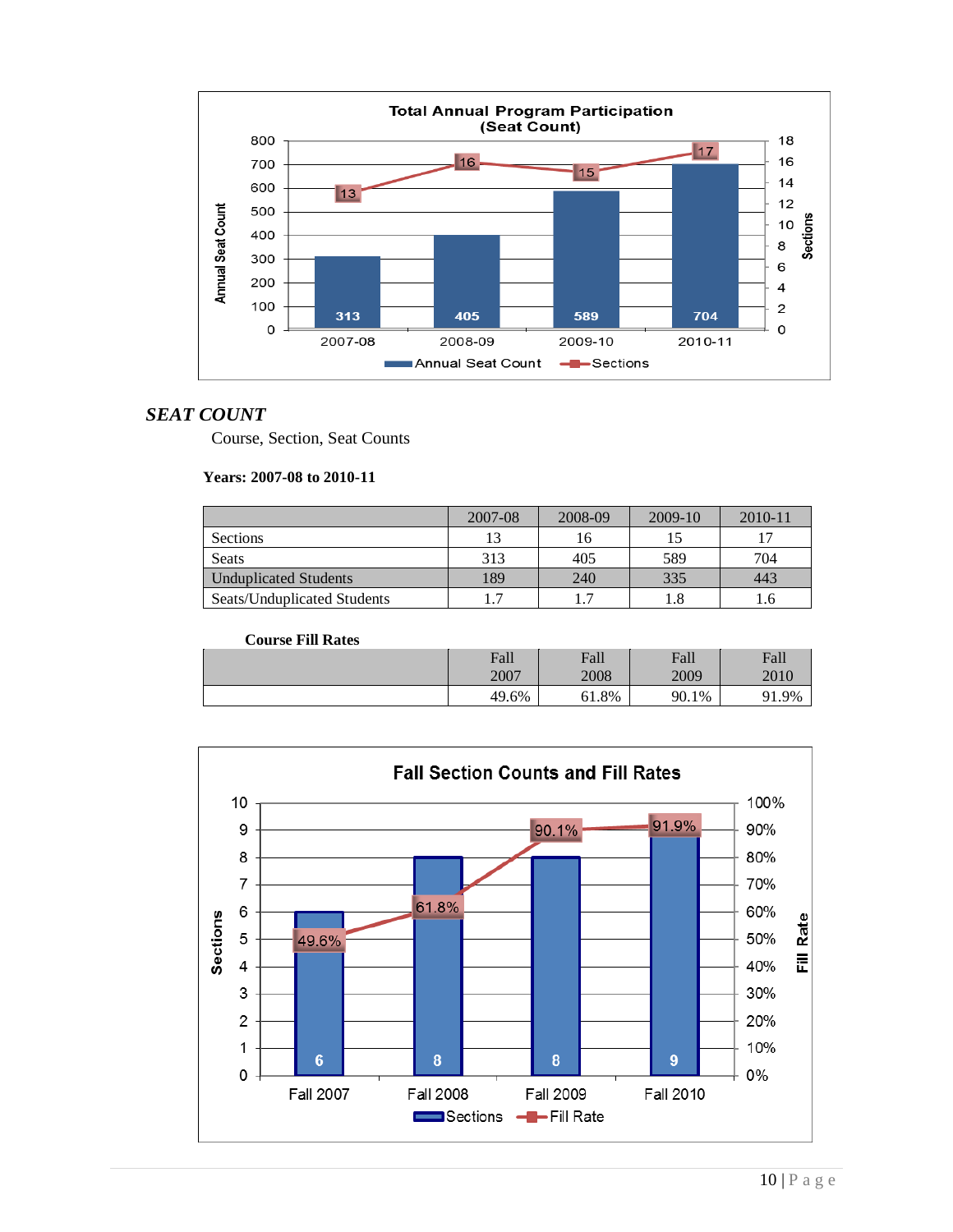## *SEAT COUNT*

Course, Section, Seat Counts

**Years: 2007-08 to 2010-11**

| | 2007-08 | 2008-09 | 2009-10 | 2010-11 |
|---|---|---|---|---|
| Sections | 13 | 16 | 15 | 17 |
| Seats | 313 | 405 | 589 | 704 |
| Unduplicated Students | 189 | 240 | 335 | 443 |
| Seats/Unduplicated Students | 1.7 | 1.7 | 1.8 | 1.6 |

**Course Fill Rates**

| | Fall 2007 | Fall 2008 | Fall 2009 | Fall 2010 |
|---|---|---|---|---|
| | 49.6% | 61.8% | 90.1% | 91.9% |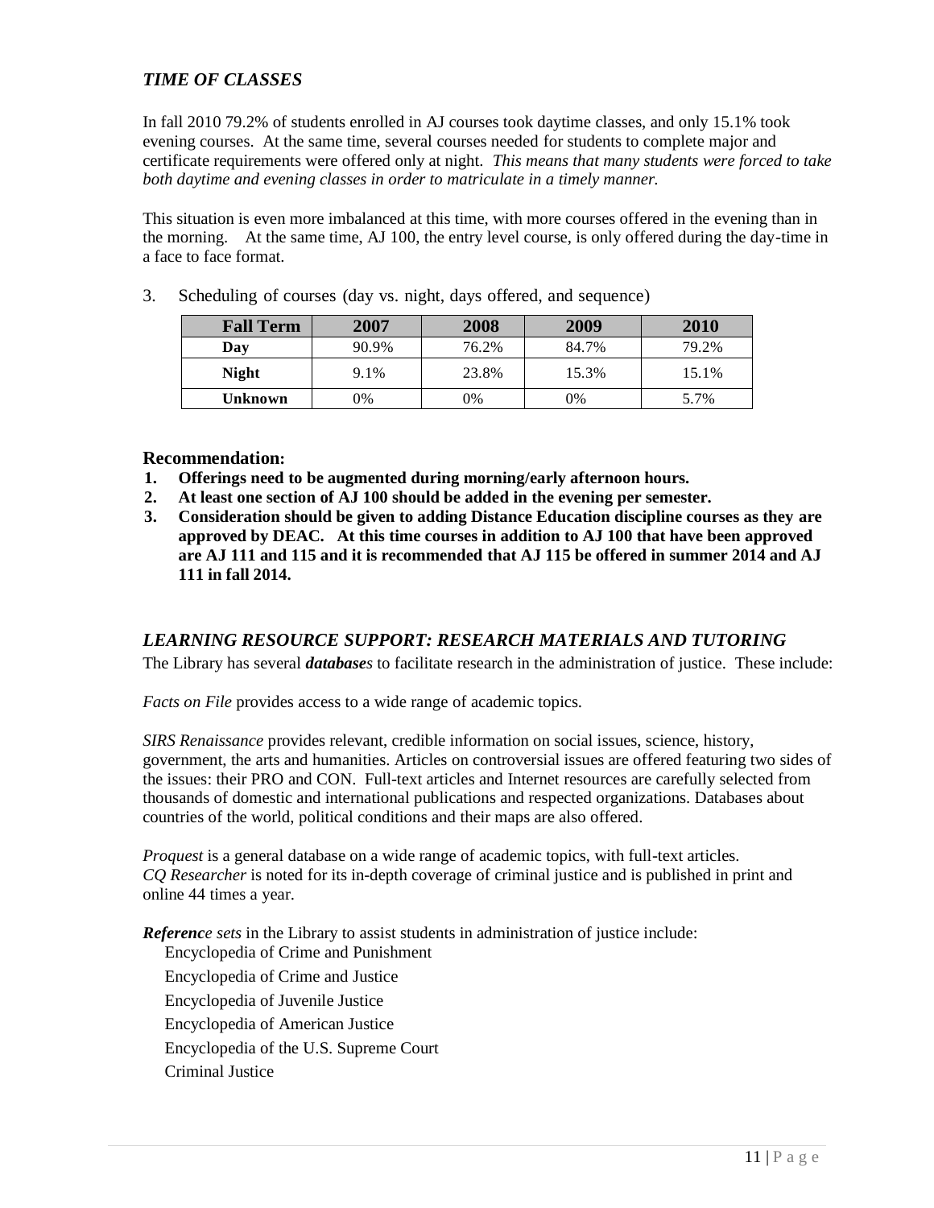### *TIME OF CLASSES*

In fall 2010 79.2% of students enrolled in AJ courses took daytime classes, and only 15.1% took evening courses. At the same time, several courses needed for students to complete major and certificate requirements were offered only at night. *This means that many students were forced to take both daytime and evening classes in order to matriculate in a timely manner.*

This situation is even more imbalanced at this time, with more courses offered in the evening than in the morning. At the same time, AJ 100, the entry level course, is only offered during the day-time in a face to face format.

3. Scheduling of courses (day vs. night, days offered, and sequence)

| Fall Term | 2007 | 2008 | 2009 | 2010 |
|---|---|---|---|---|
| **Day** | 90.9% | 76.2% | 84.7% | 79.2% |
| **Night** | 9.1% | 23.8% | 15.3% | 15.1% |
| **Unknown** | 0% | 0% | 0% | 5.7% |

**Recommendation:**

1. **Offerings need to be augmented during morning/early afternoon hours.**
2. **At least one section of AJ 100 should be added in the evening per semester.**
3. **Consideration should be given to adding Distance Education discipline courses as they are approved by DEAC. At this time courses in addition to AJ 100 that have been approved are AJ 111 and 115 and it is recommended that AJ 115 be offered in summer 2014 and AJ 111 in fall 2014.**

### *LEARNING RESOURCE SUPPORT: RESEARCH MATERIALS AND TUTORING*

The Library has several ***databases*** to facilitate research in the administration of justice. These include:

*Facts on File* provides access to a wide range of academic topics.

*SIRS Renaissance* provides relevant, credible information on social issues, science, history, government, the arts and humanities. Articles on controversial issues are offered featuring two sides of the issues: their PRO and CON. Full-text articles and Internet resources are carefully selected from thousands of domestic and international publications and respected organizations. Databases about countries of the world, political conditions and their maps are also offered.

*Proquest* is a general database on a wide range of academic topics, with full-text articles.
*CQ Researcher* is noted for its in-depth coverage of criminal justice and is published in print and online 44 times a year.

***Reference sets*** in the Library to assist students in administration of justice include:

Encyclopedia of Crime and Punishment
Encyclopedia of Crime and Justice
Encyclopedia of Juvenile Justice
Encyclopedia of American Justice
Encyclopedia of the U.S. Supreme Court
Criminal Justice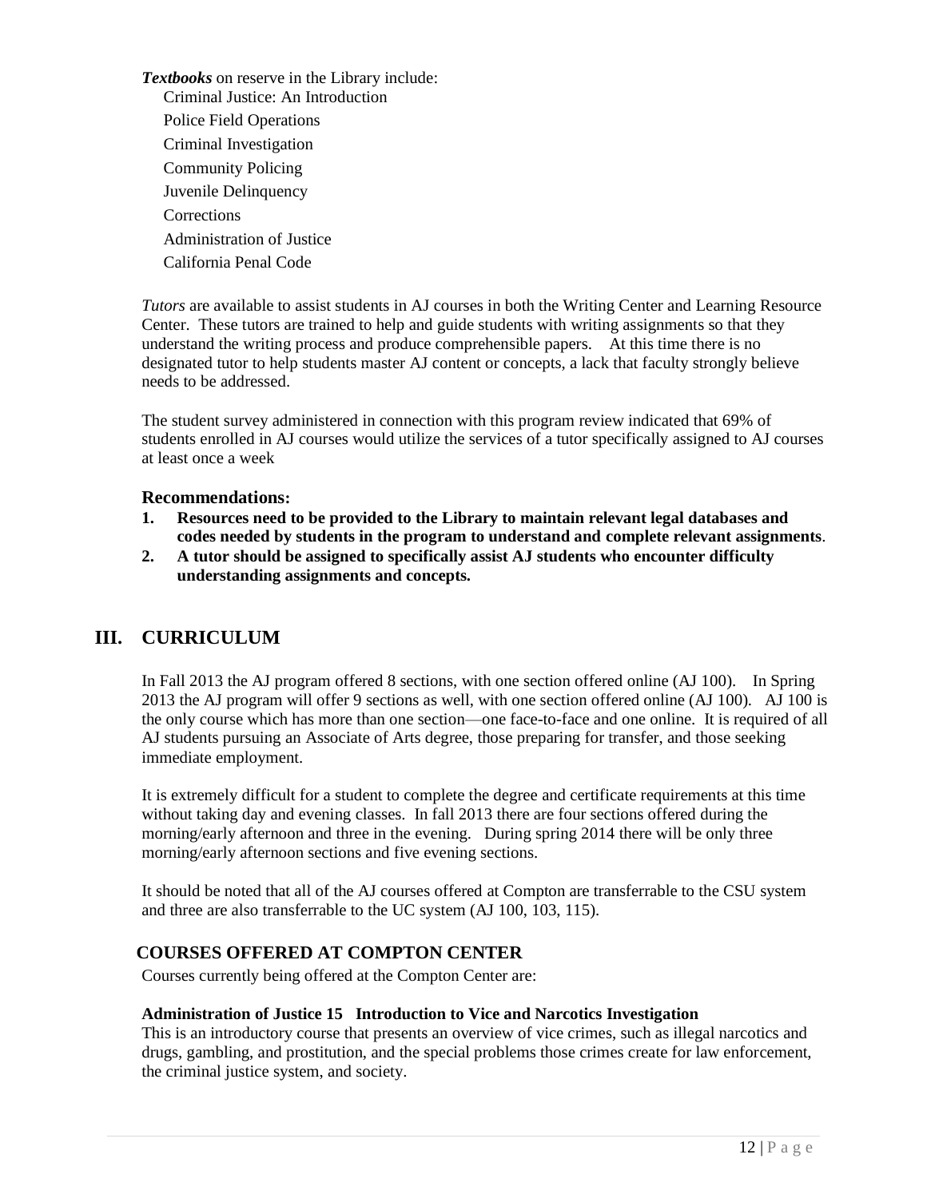***Textbooks*** on reserve in the Library include:

Criminal Justice: An Introduction
Police Field Operations
Criminal Investigation
Community Policing
Juvenile Delinquency
Corrections
Administration of Justice
California Penal Code

*Tutors* are available to assist students in AJ courses in both the Writing Center and Learning Resource Center. These tutors are trained to help and guide students with writing assignments so that they understand the writing process and produce comprehensible papers. At this time there is no designated tutor to help students master AJ content or concepts, a lack that faculty strongly believe needs to be addressed.

The student survey administered in connection with this program review indicated that 69% of students enrolled in AJ courses would utilize the services of a tutor specifically assigned to AJ courses at least once a week

### Recommendations:

1. **Resources need to be provided to the Library to maintain relevant legal databases and codes needed by students in the program to understand and complete relevant assignments**.
2. **A tutor should be assigned to specifically assist AJ students who encounter difficulty understanding assignments and concepts.**

## III. CURRICULUM

In Fall 2013 the AJ program offered 8 sections, with one section offered online (AJ 100). In Spring 2013 the AJ program will offer 9 sections as well, with one section offered online (AJ 100). AJ 100 is the only course which has more than one section—one face-to-face and one online. It is required of all AJ students pursuing an Associate of Arts degree, those preparing for transfer, and those seeking immediate employment.

It is extremely difficult for a student to complete the degree and certificate requirements at this time without taking day and evening classes. In fall 2013 there are four sections offered during the morning/early afternoon and three in the evening. During spring 2014 there will be only three morning/early afternoon sections and five evening sections.

It should be noted that all of the AJ courses offered at Compton are transferrable to the CSU system and three are also transferrable to the UC system (AJ 100, 103, 115).

### COURSES OFFERED AT COMPTON CENTER

Courses currently being offered at the Compton Center are:

**Administration of Justice 15 Introduction to Vice and Narcotics Investigation**
This is an introductory course that presents an overview of vice crimes, such as illegal narcotics and drugs, gambling, and prostitution, and the special problems those crimes create for law enforcement, the criminal justice system, and society.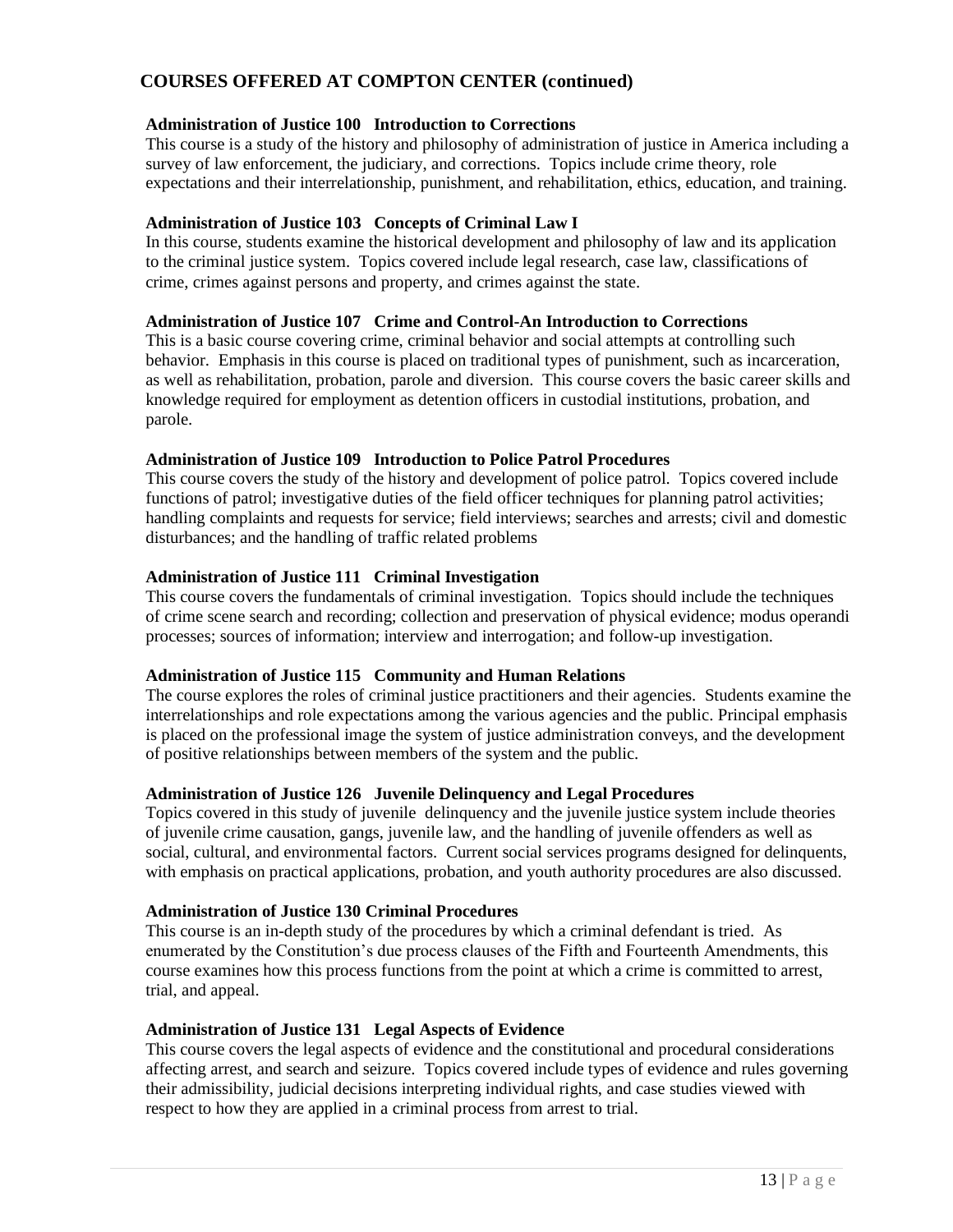## COURSES OFFERED AT COMPTON CENTER (continued)

**Administration of Justice 100 Introduction to Corrections**

This course is a study of the history and philosophy of administration of justice in America including a survey of law enforcement, the judiciary, and corrections. Topics include crime theory, role expectations and their interrelationship, punishment, and rehabilitation, ethics, education, and training.

**Administration of Justice 103 Concepts of Criminal Law I**

In this course, students examine the historical development and philosophy of law and its application to the criminal justice system. Topics covered include legal research, case law, classifications of crime, crimes against persons and property, and crimes against the state.

**Administration of Justice 107 Crime and Control-An Introduction to Corrections**

This is a basic course covering crime, criminal behavior and social attempts at controlling such behavior. Emphasis in this course is placed on traditional types of punishment, such as incarceration, as well as rehabilitation, probation, parole and diversion. This course covers the basic career skills and knowledge required for employment as detention officers in custodial institutions, probation, and parole.

**Administration of Justice 109 Introduction to Police Patrol Procedures**

This course covers the study of the history and development of police patrol. Topics covered include functions of patrol; investigative duties of the field officer techniques for planning patrol activities; handling complaints and requests for service; field interviews; searches and arrests; civil and domestic disturbances; and the handling of traffic related problems

**Administration of Justice 111 Criminal Investigation**

This course covers the fundamentals of criminal investigation. Topics should include the techniques of crime scene search and recording; collection and preservation of physical evidence; modus operandi processes; sources of information; interview and interrogation; and follow-up investigation.

**Administration of Justice 115 Community and Human Relations**

The course explores the roles of criminal justice practitioners and their agencies. Students examine the interrelationships and role expectations among the various agencies and the public. Principal emphasis is placed on the professional image the system of justice administration conveys, and the development of positive relationships between members of the system and the public.

**Administration of Justice 126 Juvenile Delinquency and Legal Procedures**

Topics covered in this study of juvenile delinquency and the juvenile justice system include theories of juvenile crime causation, gangs, juvenile law, and the handling of juvenile offenders as well as social, cultural, and environmental factors. Current social services programs designed for delinquents, with emphasis on practical applications, probation, and youth authority procedures are also discussed.

**Administration of Justice 130 Criminal Procedures**

This course is an in-depth study of the procedures by which a criminal defendant is tried. As enumerated by the Constitution's due process clauses of the Fifth and Fourteenth Amendments, this course examines how this process functions from the point at which a crime is committed to arrest, trial, and appeal.

**Administration of Justice 131 Legal Aspects of Evidence**

This course covers the legal aspects of evidence and the constitutional and procedural considerations affecting arrest, and search and seizure. Topics covered include types of evidence and rules governing their admissibility, judicial decisions interpreting individual rights, and case studies viewed with respect to how they are applied in a criminal process from arrest to trial.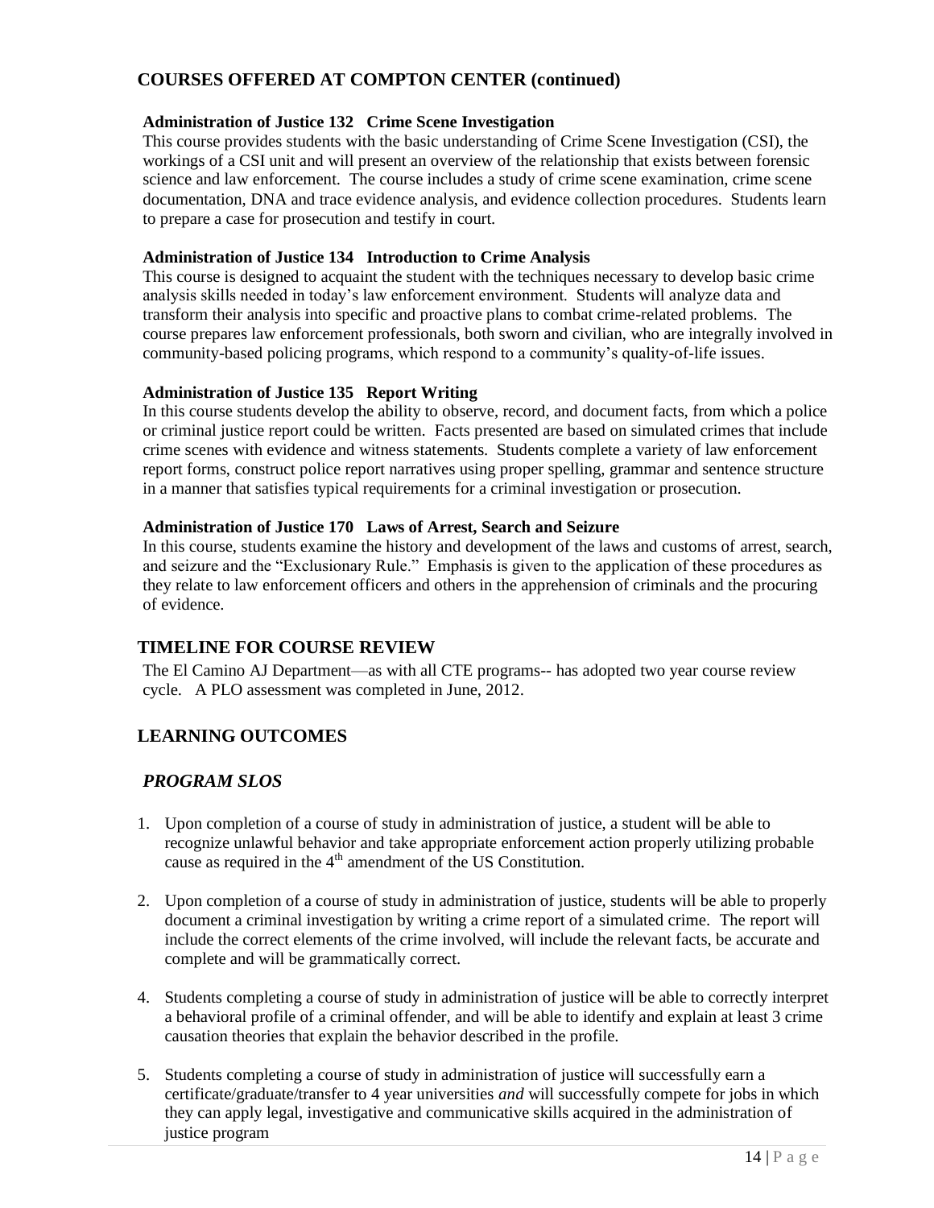## COURSES OFFERED AT COMPTON CENTER (continued)

**Administration of Justice 132 Crime Scene Investigation**

This course provides students with the basic understanding of Crime Scene Investigation (CSI), the workings of a CSI unit and will present an overview of the relationship that exists between forensic science and law enforcement. The course includes a study of crime scene examination, crime scene documentation, DNA and trace evidence analysis, and evidence collection procedures. Students learn to prepare a case for prosecution and testify in court.

**Administration of Justice 134 Introduction to Crime Analysis**

This course is designed to acquaint the student with the techniques necessary to develop basic crime analysis skills needed in today's law enforcement environment. Students will analyze data and transform their analysis into specific and proactive plans to combat crime-related problems. The course prepares law enforcement professionals, both sworn and civilian, who are integrally involved in community-based policing programs, which respond to a community's quality-of-life issues.

**Administration of Justice 135 Report Writing**

In this course students develop the ability to observe, record, and document facts, from which a police or criminal justice report could be written. Facts presented are based on simulated crimes that include crime scenes with evidence and witness statements. Students complete a variety of law enforcement report forms, construct police report narratives using proper spelling, grammar and sentence structure in a manner that satisfies typical requirements for a criminal investigation or prosecution.

**Administration of Justice 170 Laws of Arrest, Search and Seizure**

In this course, students examine the history and development of the laws and customs of arrest, search, and seizure and the "Exclusionary Rule." Emphasis is given to the application of these procedures as they relate to law enforcement officers and others in the apprehension of criminals and the procuring of evidence.

## TIMELINE FOR COURSE REVIEW

The El Camino AJ Department—as with all CTE programs-- has adopted two year course review cycle. A PLO assessment was completed in June, 2012.

## LEARNING OUTCOMES

### *PROGRAM SLOS*

1. Upon completion of a course of study in administration of justice, a student will be able to recognize unlawful behavior and take appropriate enforcement action properly utilizing probable cause as required in the 4th amendment of the US Constitution.

2. Upon completion of a course of study in administration of justice, students will be able to properly document a criminal investigation by writing a crime report of a simulated crime. The report will include the correct elements of the crime involved, will include the relevant facts, be accurate and complete and will be grammatically correct.

4. Students completing a course of study in administration of justice will be able to correctly interpret a behavioral profile of a criminal offender, and will be able to identify and explain at least 3 crime causation theories that explain the behavior described in the profile.

5. Students completing a course of study in administration of justice will successfully earn a certificate/graduate/transfer to 4 year universities *and* will successfully compete for jobs in which they can apply legal, investigative and communicative skills acquired in the administration of justice program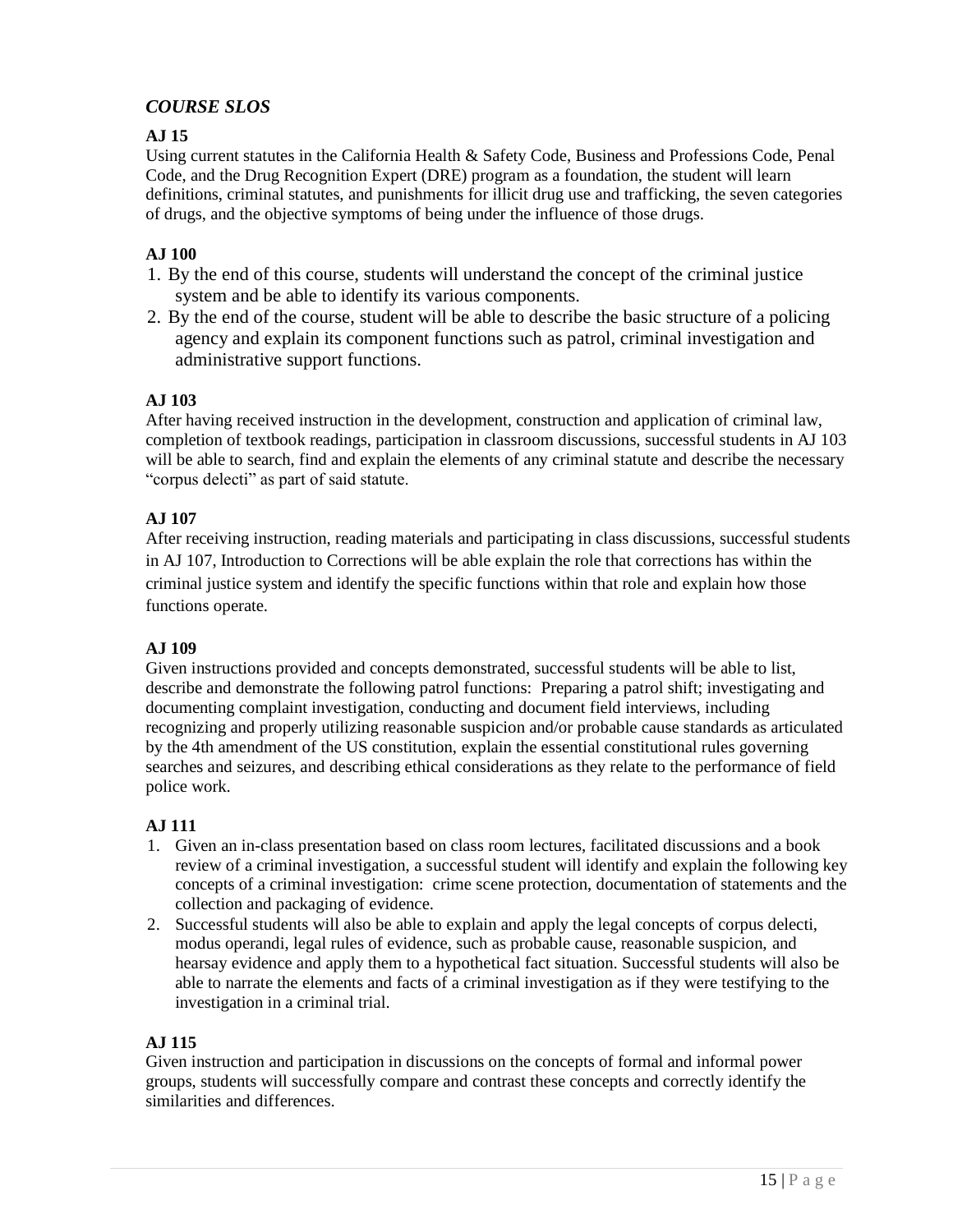## *COURSE SLOS*

**AJ 15**

Using current statutes in the California Health & Safety Code, Business and Professions Code, Penal Code, and the Drug Recognition Expert (DRE) program as a foundation, the student will learn definitions, criminal statutes, and punishments for illicit drug use and trafficking, the seven categories of drugs, and the objective symptoms of being under the influence of those drugs.

**AJ 100**

1. By the end of this course, students will understand the concept of the criminal justice system and be able to identify its various components.
2. By the end of the course, student will be able to describe the basic structure of a policing agency and explain its component functions such as patrol, criminal investigation and administrative support functions.

**AJ 103**

After having received instruction in the development, construction and application of criminal law, completion of textbook readings, participation in classroom discussions, successful students in AJ 103 will be able to search, find and explain the elements of any criminal statute and describe the necessary "corpus delecti" as part of said statute.

**AJ 107**

After receiving instruction, reading materials and participating in class discussions, successful students in AJ 107, Introduction to Corrections will be able explain the role that corrections has within the criminal justice system and identify the specific functions within that role and explain how those functions operate.

**AJ 109**

Given instructions provided and concepts demonstrated, successful students will be able to list, describe and demonstrate the following patrol functions: Preparing a patrol shift; investigating and documenting complaint investigation, conducting and document field interviews, including recognizing and properly utilizing reasonable suspicion and/or probable cause standards as articulated by the 4th amendment of the US constitution, explain the essential constitutional rules governing searches and seizures, and describing ethical considerations as they relate to the performance of field police work.

**AJ 111**

1. Given an in-class presentation based on class room lectures, facilitated discussions and a book review of a criminal investigation, a successful student will identify and explain the following key concepts of a criminal investigation: crime scene protection, documentation of statements and the collection and packaging of evidence.
2. Successful students will also be able to explain and apply the legal concepts of corpus delecti, modus operandi, legal rules of evidence, such as probable cause, reasonable suspicion, and hearsay evidence and apply them to a hypothetical fact situation. Successful students will also be able to narrate the elements and facts of a criminal investigation as if they were testifying to the investigation in a criminal trial.

**AJ 115**

Given instruction and participation in discussions on the concepts of formal and informal power groups, students will successfully compare and contrast these concepts and correctly identify the similarities and differences.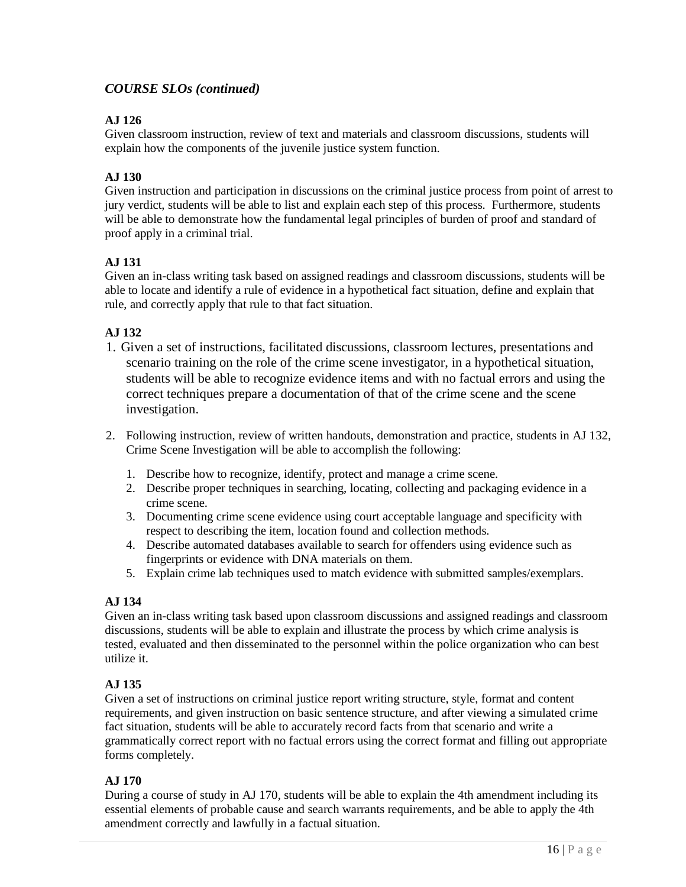***COURSE SLOs (continued)***

**AJ 126**

Given classroom instruction, review of text and materials and classroom discussions, students will explain how the components of the juvenile justice system function.

**AJ 130**

Given instruction and participation in discussions on the criminal justice process from point of arrest to jury verdict, students will be able to list and explain each step of this process. Furthermore, students will be able to demonstrate how the fundamental legal principles of burden of proof and standard of proof apply in a criminal trial.

**AJ 131**

Given an in-class writing task based on assigned readings and classroom discussions, students will be able to locate and identify a rule of evidence in a hypothetical fact situation, define and explain that rule, and correctly apply that rule to that fact situation.

**AJ 132**

1. Given a set of instructions, facilitated discussions, classroom lectures, presentations and scenario training on the role of the crime scene investigator, in a hypothetical situation, students will be able to recognize evidence items and with no factual errors and using the correct techniques prepare a documentation of that of the crime scene and the scene investigation.
2. Following instruction, review of written handouts, demonstration and practice, students in AJ 132, Crime Scene Investigation will be able to accomplish the following:
    1. Describe how to recognize, identify, protect and manage a crime scene.
    2. Describe proper techniques in searching, locating, collecting and packaging evidence in a crime scene.
    3. Documenting crime scene evidence using court acceptable language and specificity with respect to describing the item, location found and collection methods.
    4. Describe automated databases available to search for offenders using evidence such as fingerprints or evidence with DNA materials on them.
    5. Explain crime lab techniques used to match evidence with submitted samples/exemplars.

**AJ 134**

Given an in-class writing task based upon classroom discussions and assigned readings and classroom discussions, students will be able to explain and illustrate the process by which crime analysis is tested, evaluated and then disseminated to the personnel within the police organization who can best utilize it.

**AJ 135**

Given a set of instructions on criminal justice report writing structure, style, format and content requirements, and given instruction on basic sentence structure, and after viewing a simulated crime fact situation, students will be able to accurately record facts from that scenario and write a grammatically correct report with no factual errors using the correct format and filling out appropriate forms completely.

**AJ 170**

During a course of study in AJ 170, students will be able to explain the 4th amendment including its essential elements of probable cause and search warrants requirements, and be able to apply the 4th amendment correctly and lawfully in a factual situation.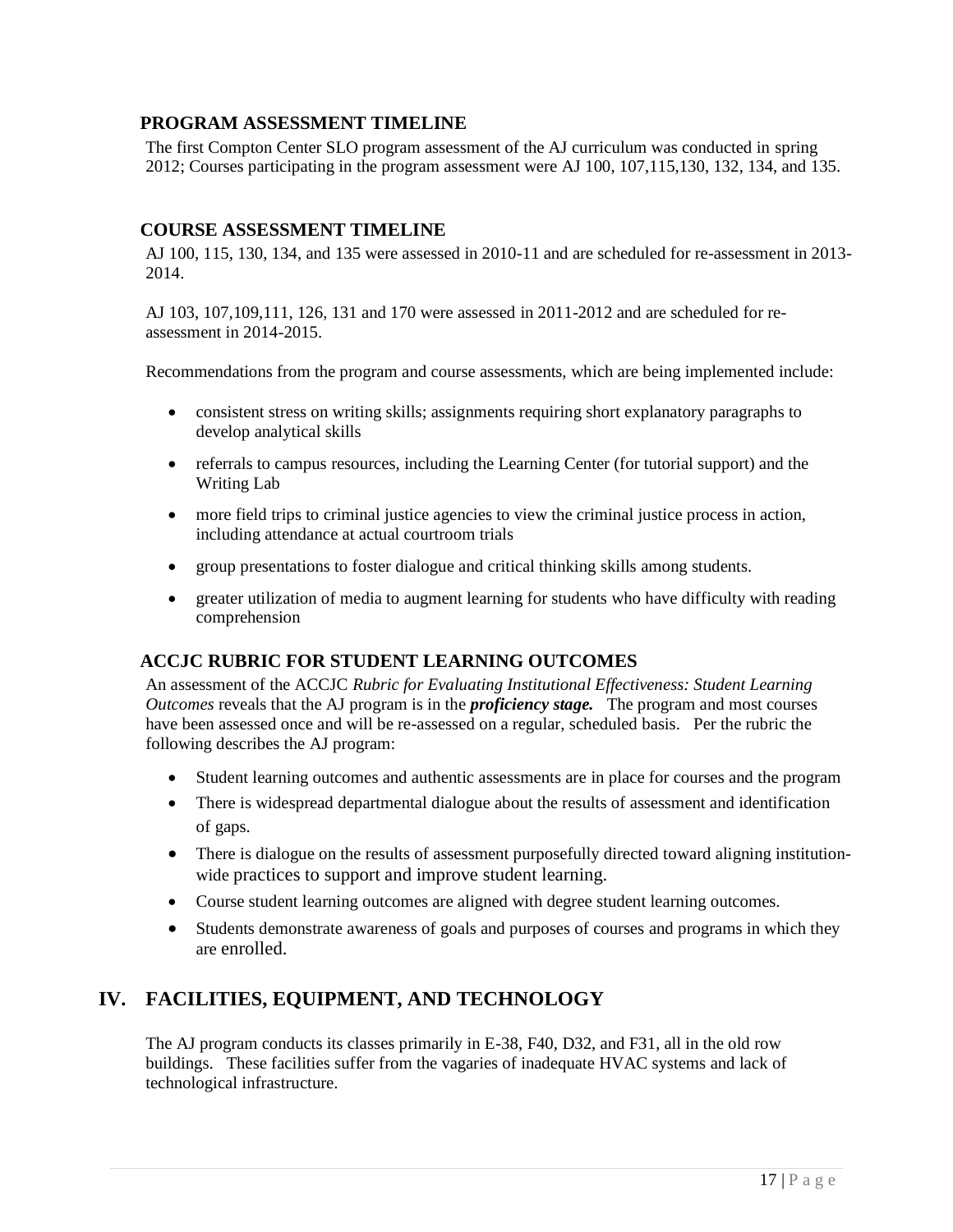### PROGRAM ASSESSMENT TIMELINE

The first Compton Center SLO program assessment of the AJ curriculum was conducted in spring 2012; Courses participating in the program assessment were AJ 100, 107,115,130, 132, 134, and 135.

### COURSE ASSESSMENT TIMELINE

AJ 100, 115, 130, 134, and 135 were assessed in 2010-11 and are scheduled for re-assessment in 2013-2014.

AJ 103, 107,109,111, 126, 131 and 170 were assessed in 2011-2012 and are scheduled for re-assessment in 2014-2015.

Recommendations from the program and course assessments, which are being implemented include:

- consistent stress on writing skills; assignments requiring short explanatory paragraphs to develop analytical skills
- referrals to campus resources, including the Learning Center (for tutorial support) and the Writing Lab
- more field trips to criminal justice agencies to view the criminal justice process in action, including attendance at actual courtroom trials
- group presentations to foster dialogue and critical thinking skills among students.
- greater utilization of media to augment learning for students who have difficulty with reading comprehension

### ACCJC RUBRIC FOR STUDENT LEARNING OUTCOMES

An assessment of the ACCJC *Rubric for Evaluating Institutional Effectiveness: Student Learning Outcomes* reveals that the AJ program is in the ***proficiency stage.*** The program and most courses have been assessed once and will be re-assessed on a regular, scheduled basis. Per the rubric the following describes the AJ program:

- Student learning outcomes and authentic assessments are in place for courses and the program
- There is widespread departmental dialogue about the results of assessment and identification of gaps.
- There is dialogue on the results of assessment purposefully directed toward aligning institution-wide practices to support and improve student learning.
- Course student learning outcomes are aligned with degree student learning outcomes.
- Students demonstrate awareness of goals and purposes of courses and programs in which they are enrolled.

## IV. FACILITIES, EQUIPMENT, AND TECHNOLOGY

The AJ program conducts its classes primarily in E-38, F40, D32, and F31, all in the old row buildings. These facilities suffer from the vagaries of inadequate HVAC systems and lack of technological infrastructure.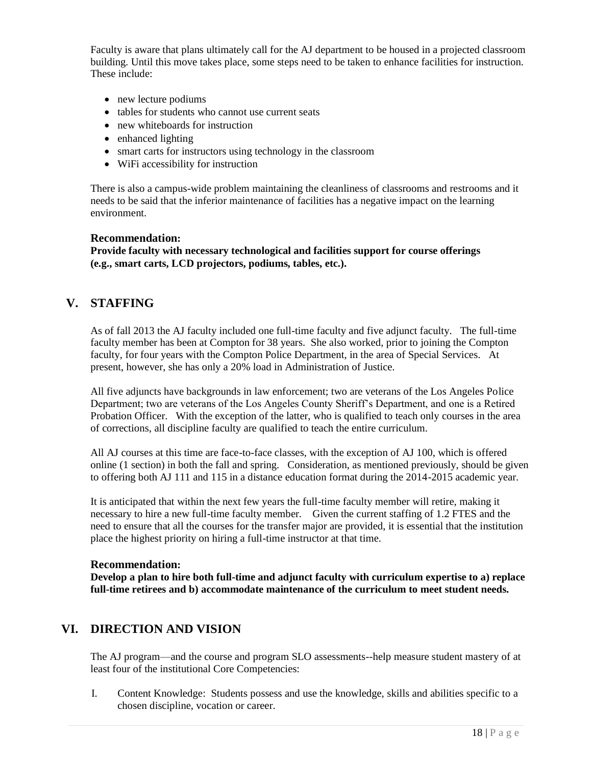Faculty is aware that plans ultimately call for the AJ department to be housed in a projected classroom building. Until this move takes place, some steps need to be taken to enhance facilities for instruction. These include:

- new lecture podiums
- tables for students who cannot use current seats
- new whiteboards for instruction
- enhanced lighting
- smart carts for instructors using technology in the classroom
- WiFi accessibility for instruction

There is also a campus-wide problem maintaining the cleanliness of classrooms and restrooms and it needs to be said that the inferior maintenance of facilities has a negative impact on the learning environment.

**Recommendation:**
**Provide faculty with necessary technological and facilities support for course offerings (e.g., smart carts, LCD projectors, podiums, tables, etc.).**

## V. STAFFING

As of fall 2013 the AJ faculty included one full-time faculty and five adjunct faculty. The full-time faculty member has been at Compton for 38 years. She also worked, prior to joining the Compton faculty, for four years with the Compton Police Department, in the area of Special Services. At present, however, she has only a 20% load in Administration of Justice.

All five adjuncts have backgrounds in law enforcement; two are veterans of the Los Angeles Police Department; two are veterans of the Los Angeles County Sheriff's Department, and one is a Retired Probation Officer. With the exception of the latter, who is qualified to teach only courses in the area of corrections, all discipline faculty are qualified to teach the entire curriculum.

All AJ courses at this time are face-to-face classes, with the exception of AJ 100, which is offered online (1 section) in both the fall and spring. Consideration, as mentioned previously, should be given to offering both AJ 111 and 115 in a distance education format during the 2014-2015 academic year.

It is anticipated that within the next few years the full-time faculty member will retire, making it necessary to hire a new full-time faculty member. Given the current staffing of 1.2 FTES and the need to ensure that all the courses for the transfer major are provided, it is essential that the institution place the highest priority on hiring a full-time instructor at that time.

**Recommendation:**
**Develop a plan to hire both full-time and adjunct faculty with curriculum expertise to a) replace full-time retirees and b) accommodate maintenance of the curriculum to meet student needs.**

## VI. DIRECTION AND VISION

The AJ program—and the course and program SLO assessments--help measure student mastery of at least four of the institutional Core Competencies:

I. Content Knowledge: Students possess and use the knowledge, skills and abilities specific to a chosen discipline, vocation or career.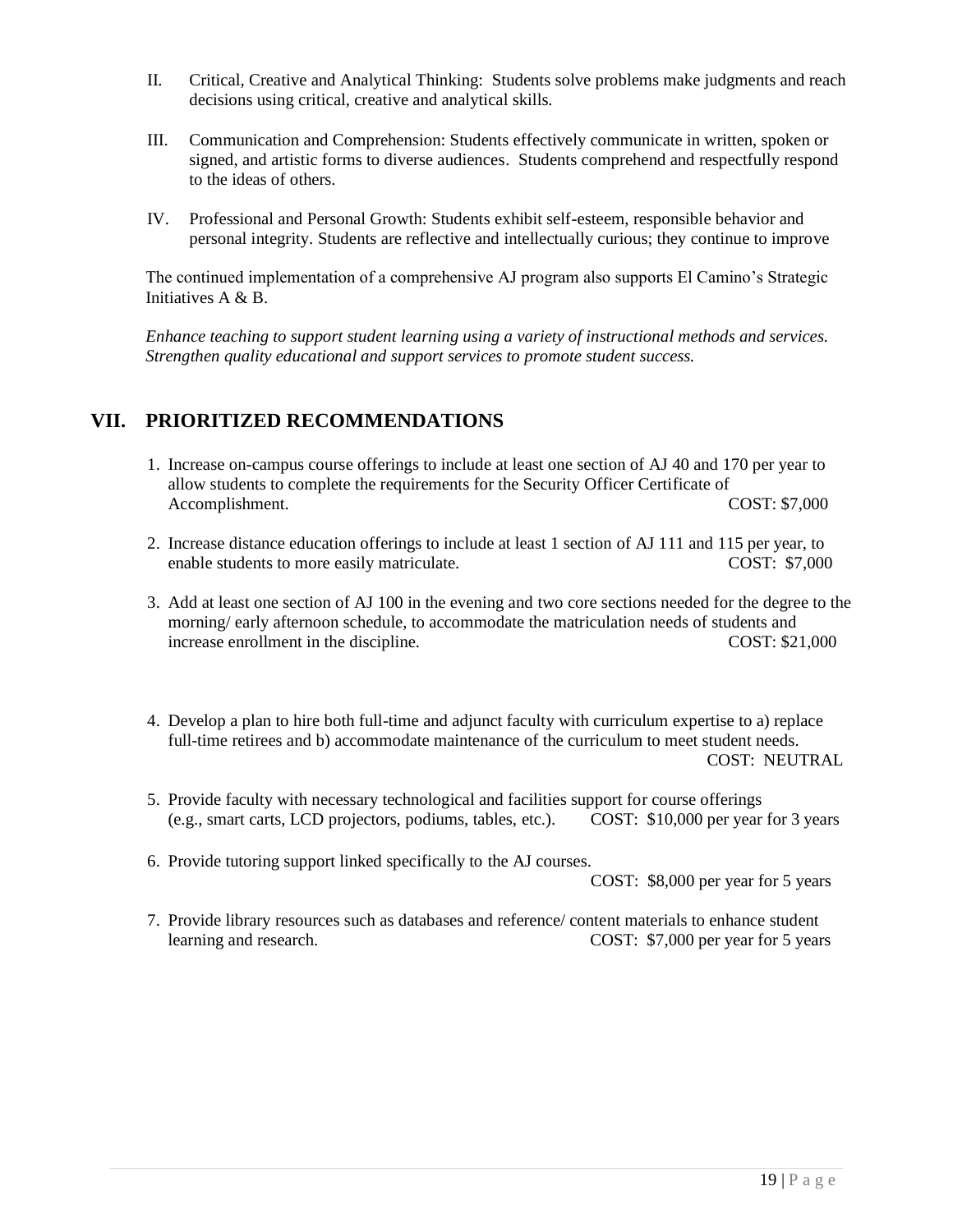II. Critical, Creative and Analytical Thinking: Students solve problems make judgments and reach decisions using critical, creative and analytical skills.

III. Communication and Comprehension: Students effectively communicate in written, spoken or signed, and artistic forms to diverse audiences. Students comprehend and respectfully respond to the ideas of others.

IV. Professional and Personal Growth: Students exhibit self-esteem, responsible behavior and personal integrity. Students are reflective and intellectually curious; they continue to improve

The continued implementation of a comprehensive AJ program also supports El Camino's Strategic Initiatives A & B.

*Enhance teaching to support student learning using a variety of instructional methods and services. Strengthen quality educational and support services to promote student success.*

## VII. PRIORITIZED RECOMMENDATIONS

1. Increase on-campus course offerings to include at least one section of AJ 40 and 170 per year to allow students to complete the requirements for the Security Officer Certificate of Accomplishment. COST: $7,000

2. Increase distance education offerings to include at least 1 section of AJ 111 and 115 per year, to enable students to more easily matriculate. COST: $7,000

3. Add at least one section of AJ 100 in the evening and two core sections needed for the degree to the morning/ early afternoon schedule, to accommodate the matriculation needs of students and increase enrollment in the discipline. COST: $21,000

4. Develop a plan to hire both full-time and adjunct faculty with curriculum expertise to a) replace full-time retirees and b) accommodate maintenance of the curriculum to meet student needs. COST: NEUTRAL

5. Provide faculty with necessary technological and facilities support for course offerings (e.g., smart carts, LCD projectors, podiums, tables, etc.). COST: $10,000 per year for 3 years

6. Provide tutoring support linked specifically to the AJ courses. COST: $8,000 per year for 5 years

7. Provide library resources such as databases and reference/ content materials to enhance student learning and research. COST: $7,000 per year for 5 years